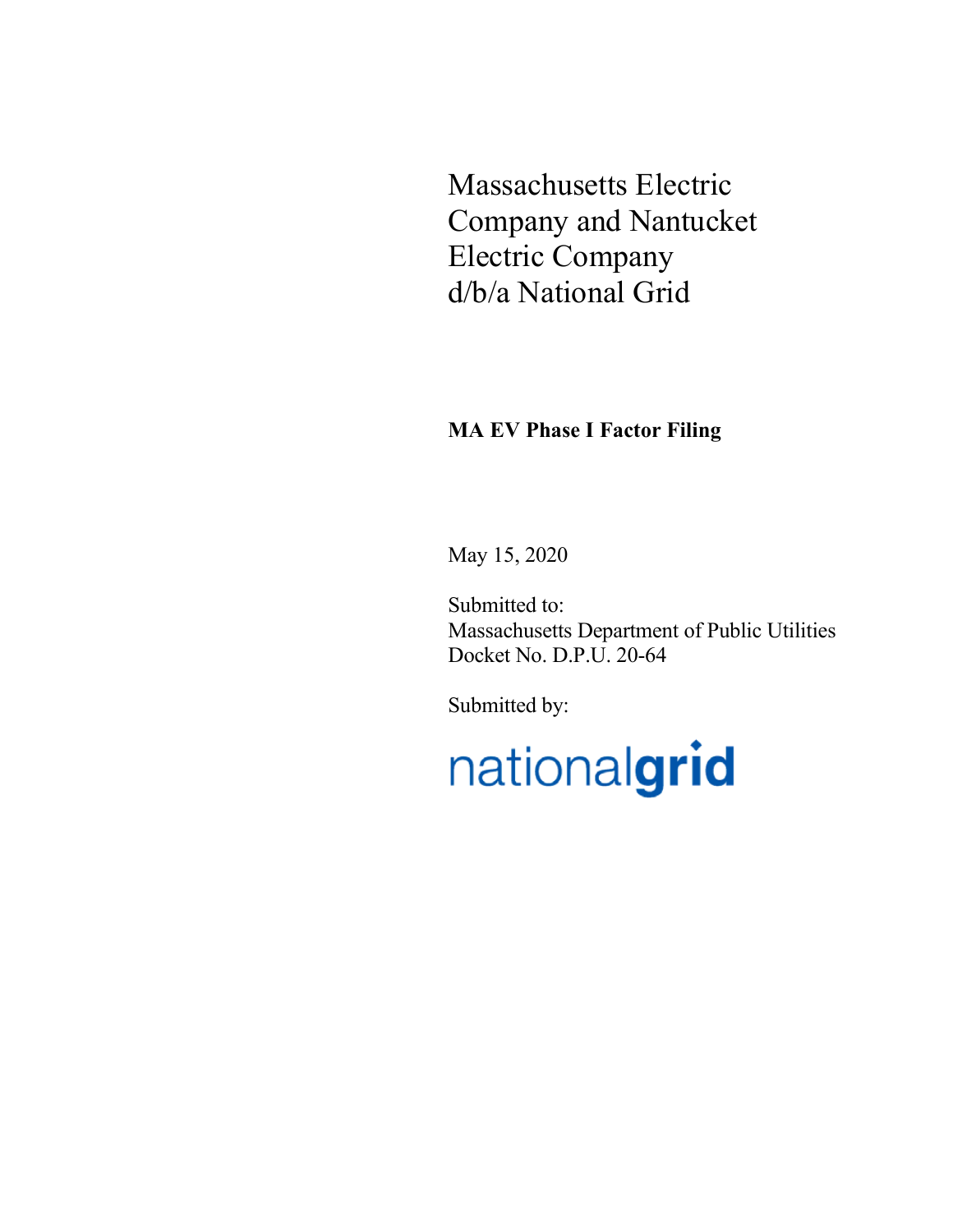# Massachusetts Electric Company and Nantucket Electric Company d/b/a National Grid

**MA EV Phase I Factor Filing**

May 15, 2020

Submitted to:
Massachusetts Department of Public Utilities
Docket No. D.P.U. 20-64

Submitted by:

nationalgrid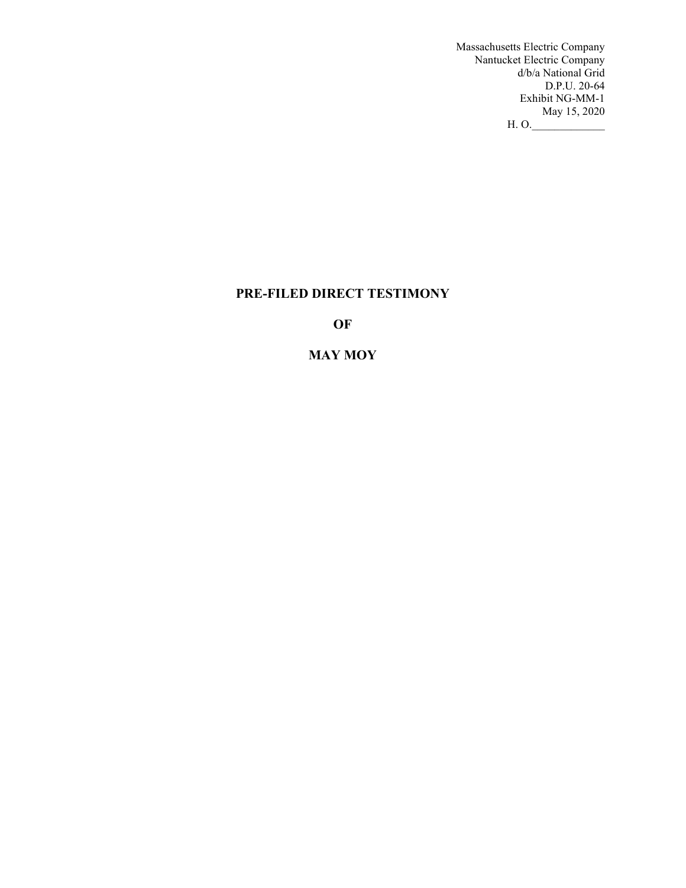Massachusetts Electric Company
Nantucket Electric Company
d/b/a National Grid
D.P.U. 20-64
Exhibit NG-MM-1
May 15, 2020
H. O.\_\_\_\_\_\_\_\_\_\_\_\_\_

# PRE-FILED DIRECT TESTIMONY

# OF

# MAY MOY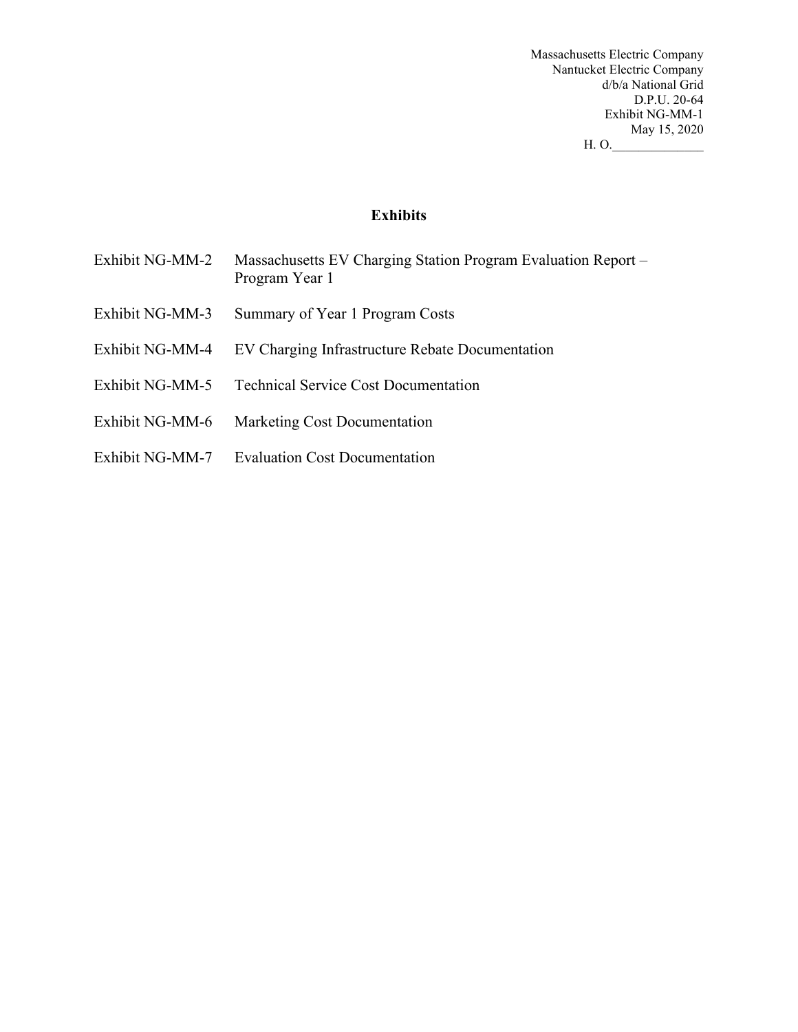Massachusetts Electric Company
Nantucket Electric Company
d/b/a National Grid
D.P.U. 20-64
Exhibit NG-MM-1
May 15, 2020
H. O.______________

## Exhibits

| | |
|---|---|
| Exhibit NG-MM-2 | Massachusetts EV Charging Station Program Evaluation Report – Program Year 1 |
| Exhibit NG-MM-3 | Summary of Year 1 Program Costs |
| Exhibit NG-MM-4 | EV Charging Infrastructure Rebate Documentation |
| Exhibit NG-MM-5 | Technical Service Cost Documentation |
| Exhibit NG-MM-6 | Marketing Cost Documentation |
| Exhibit NG-MM-7 | Evaluation Cost Documentation |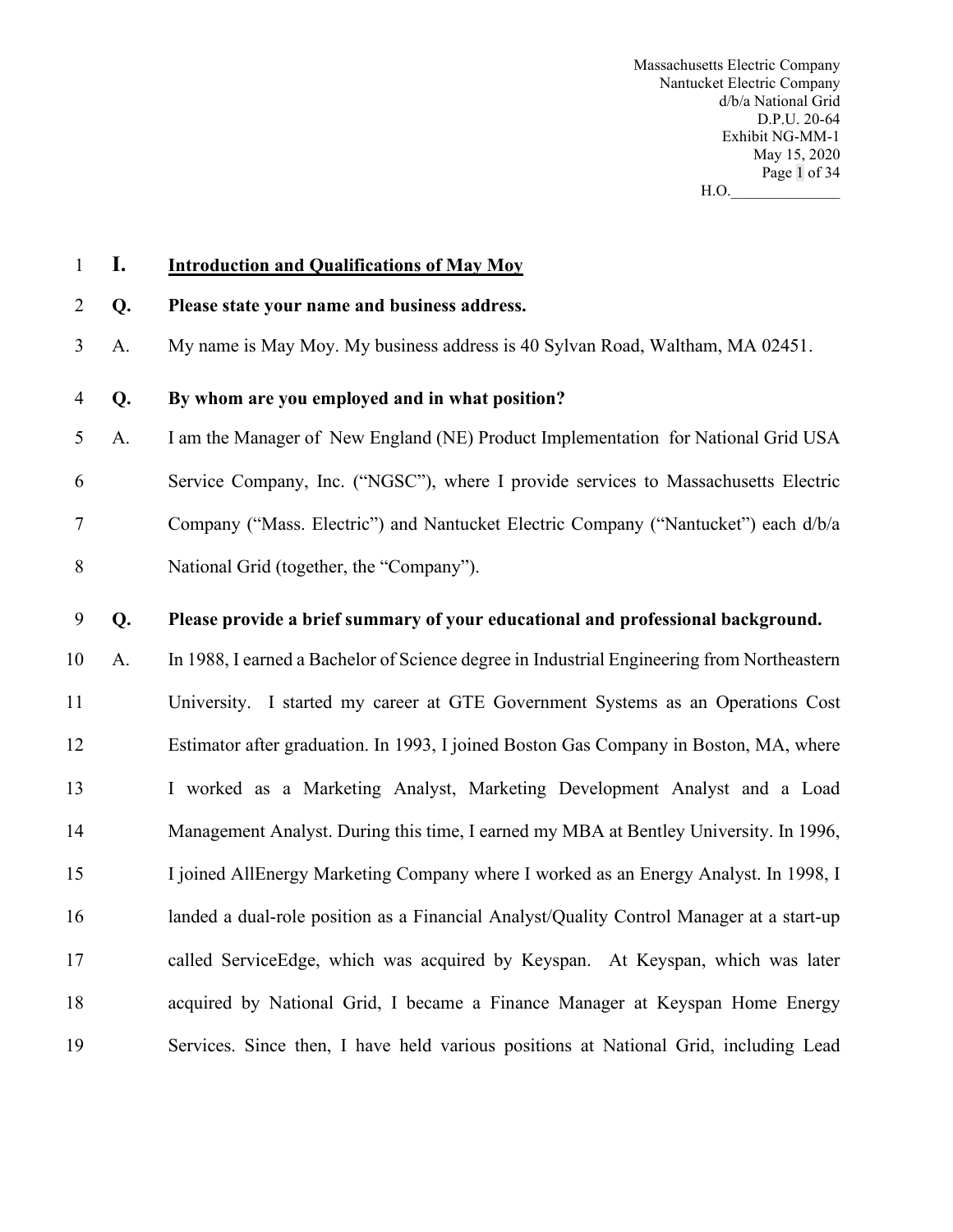## I. Introduction and Qualifications of May Moy

**Q. Please state your name and business address.**

A. My name is May Moy. My business address is 40 Sylvan Road, Waltham, MA 02451.

**Q. By whom are you employed and in what position?**

A. I am the Manager of New England (NE) Product Implementation for National Grid USA Service Company, Inc. ("NGSC"), where I provide services to Massachusetts Electric Company ("Mass. Electric") and Nantucket Electric Company ("Nantucket") each d/b/a National Grid (together, the "Company").

**Q. Please provide a brief summary of your educational and professional background.**

A. In 1988, I earned a Bachelor of Science degree in Industrial Engineering from Northeastern University. I started my career at GTE Government Systems as an Operations Cost Estimator after graduation. In 1993, I joined Boston Gas Company in Boston, MA, where I worked as a Marketing Analyst, Marketing Development Analyst and a Load Management Analyst. During this time, I earned my MBA at Bentley University. In 1996, I joined AllEnergy Marketing Company where I worked as an Energy Analyst. In 1998, I landed a dual-role position as a Financial Analyst/Quality Control Manager at a start-up called ServiceEdge, which was acquired by Keyspan. At Keyspan, which was later acquired by National Grid, I became a Finance Manager at Keyspan Home Energy Services. Since then, I have held various positions at National Grid, including Lead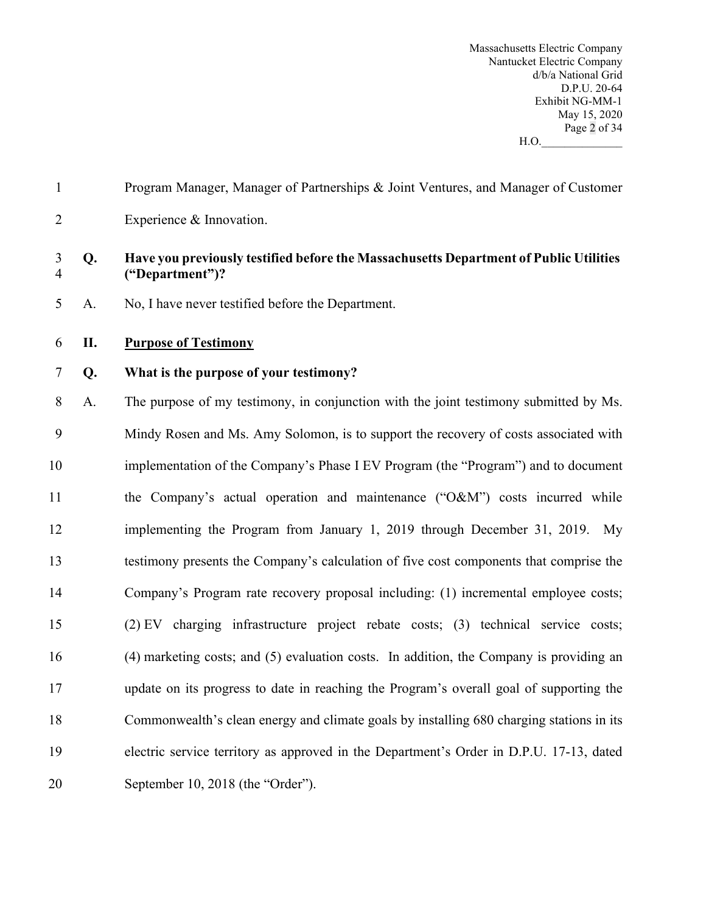Program Manager, Manager of Partnerships & Joint Ventures, and Manager of Customer Experience & Innovation.

**Q. Have you previously testified before the Massachusetts Department of Public Utilities ("Department")?**

A. No, I have never testified before the Department.

## II. Purpose of Testimony

**Q. What is the purpose of your testimony?**

A. The purpose of my testimony, in conjunction with the joint testimony submitted by Ms. Mindy Rosen and Ms. Amy Solomon, is to support the recovery of costs associated with implementation of the Company's Phase I EV Program (the "Program") and to document the Company's actual operation and maintenance ("O&M") costs incurred while implementing the Program from January 1, 2019 through December 31, 2019. My testimony presents the Company's calculation of five cost components that comprise the Company's Program rate recovery proposal including: (1) incremental employee costs; (2) EV charging infrastructure project rebate costs; (3) technical service costs; (4) marketing costs; and (5) evaluation costs. In addition, the Company is providing an update on its progress to date in reaching the Program's overall goal of supporting the Commonwealth's clean energy and climate goals by installing 680 charging stations in its electric service territory as approved in the Department's Order in D.P.U. 17-13, dated September 10, 2018 (the "Order").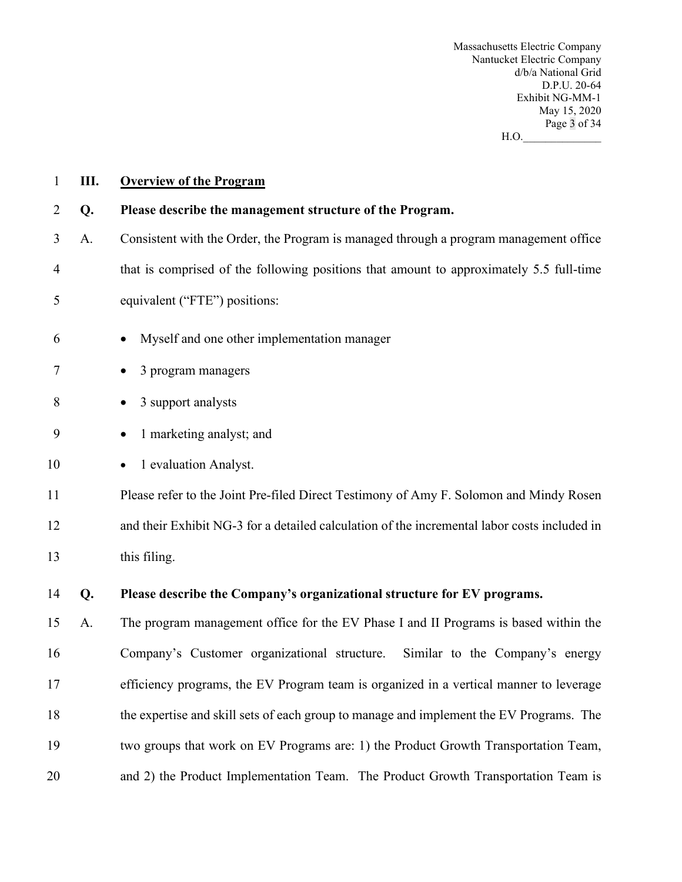## III. Overview of the Program

**Q. Please describe the management structure of the Program.**

A. Consistent with the Order, the Program is managed through a program management office that is comprised of the following positions that amount to approximately 5.5 full-time equivalent ("FTE") positions:

- Myself and one other implementation manager
- 3 program managers
- 3 support analysts
- 1 marketing analyst; and
- 1 evaluation Analyst.

Please refer to the Joint Pre-filed Direct Testimony of Amy F. Solomon and Mindy Rosen and their Exhibit NG-3 for a detailed calculation of the incremental labor costs included in this filing.

**Q. Please describe the Company's organizational structure for EV programs.**

A. The program management office for the EV Phase I and II Programs is based within the Company's Customer organizational structure. Similar to the Company's energy efficiency programs, the EV Program team is organized in a vertical manner to leverage the expertise and skill sets of each group to manage and implement the EV Programs. The two groups that work on EV Programs are: 1) the Product Growth Transportation Team, and 2) the Product Implementation Team. The Product Growth Transportation Team is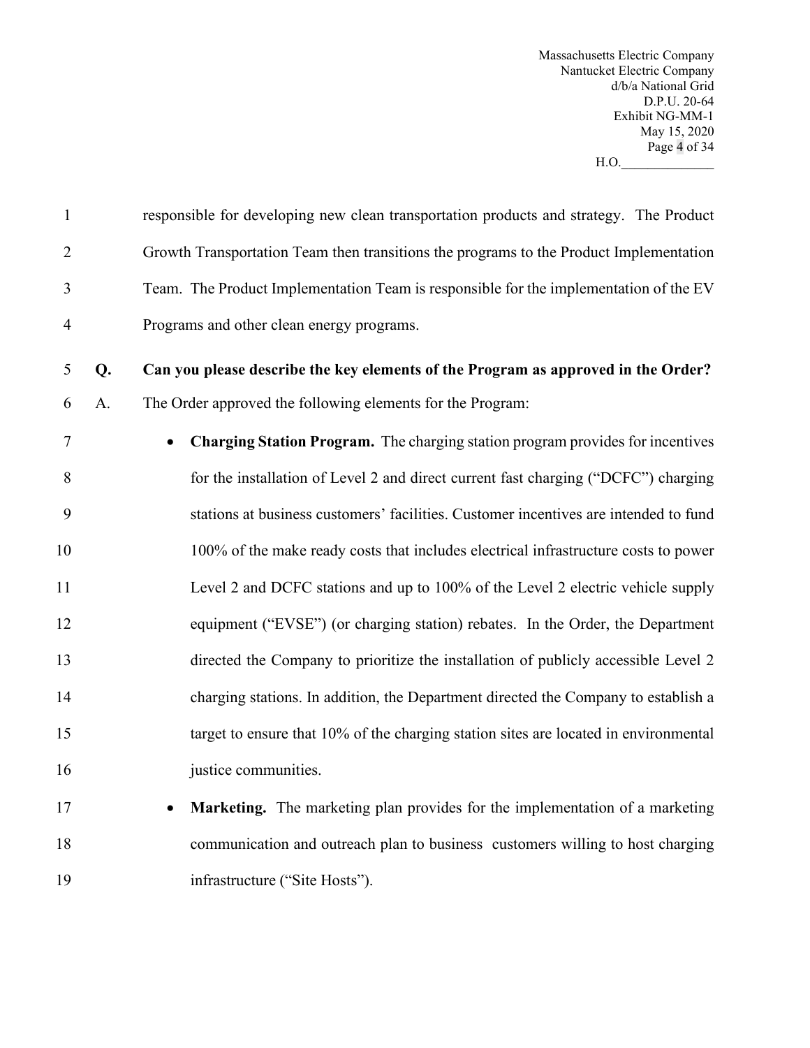responsible for developing new clean transportation products and strategy. The Product Growth Transportation Team then transitions the programs to the Product Implementation Team. The Product Implementation Team is responsible for the implementation of the EV Programs and other clean energy programs.

**Q. Can you please describe the key elements of the Program as approved in the Order?**

A. The Order approved the following elements for the Program:

- **Charging Station Program.** The charging station program provides for incentives for the installation of Level 2 and direct current fast charging ("DCFC") charging stations at business customers' facilities. Customer incentives are intended to fund 100% of the make ready costs that includes electrical infrastructure costs to power Level 2 and DCFC stations and up to 100% of the Level 2 electric vehicle supply equipment ("EVSE") (or charging station) rebates. In the Order, the Department directed the Company to prioritize the installation of publicly accessible Level 2 charging stations. In addition, the Department directed the Company to establish a target to ensure that 10% of the charging station sites are located in environmental justice communities.
- **Marketing.** The marketing plan provides for the implementation of a marketing communication and outreach plan to business customers willing to host charging infrastructure ("Site Hosts").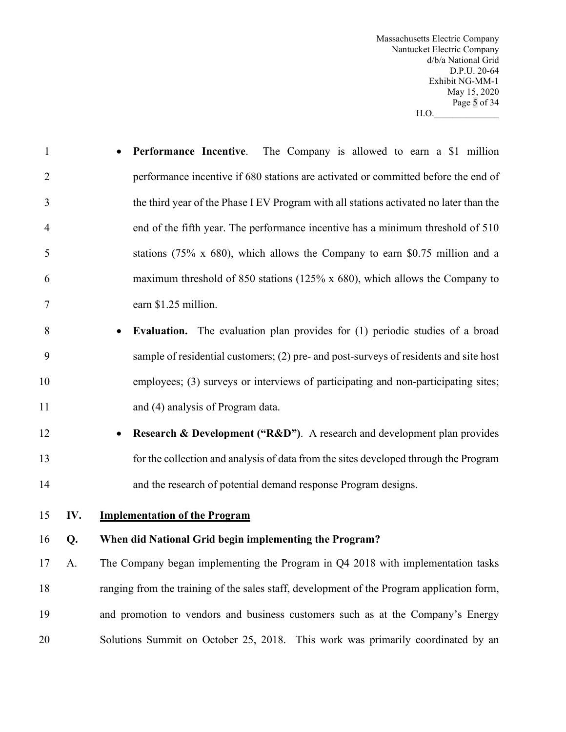- **Performance Incentive**. The Company is allowed to earn a $1 million performance incentive if 680 stations are activated or committed before the end of the third year of the Phase I EV Program with all stations activated no later than the end of the fifth year. The performance incentive has a minimum threshold of 510 stations (75% x 680), which allows the Company to earn $0.75 million and a maximum threshold of 850 stations (125% x 680), which allows the Company to earn $1.25 million.
- **Evaluation.** The evaluation plan provides for (1) periodic studies of a broad sample of residential customers; (2) pre- and post-surveys of residents and site host employees; (3) surveys or interviews of participating and non-participating sites; and (4) analysis of Program data.
- **Research & Development ("R&D")**. A research and development plan provides for the collection and analysis of data from the sites developed through the Program and the research of potential demand response Program designs.

## IV. Implementation of the Program

**Q. When did National Grid begin implementing the Program?**

A. The Company began implementing the Program in Q4 2018 with implementation tasks ranging from the training of the sales staff, development of the Program application form, and promotion to vendors and business customers such as at the Company's Energy Solutions Summit on October 25, 2018. This work was primarily coordinated by an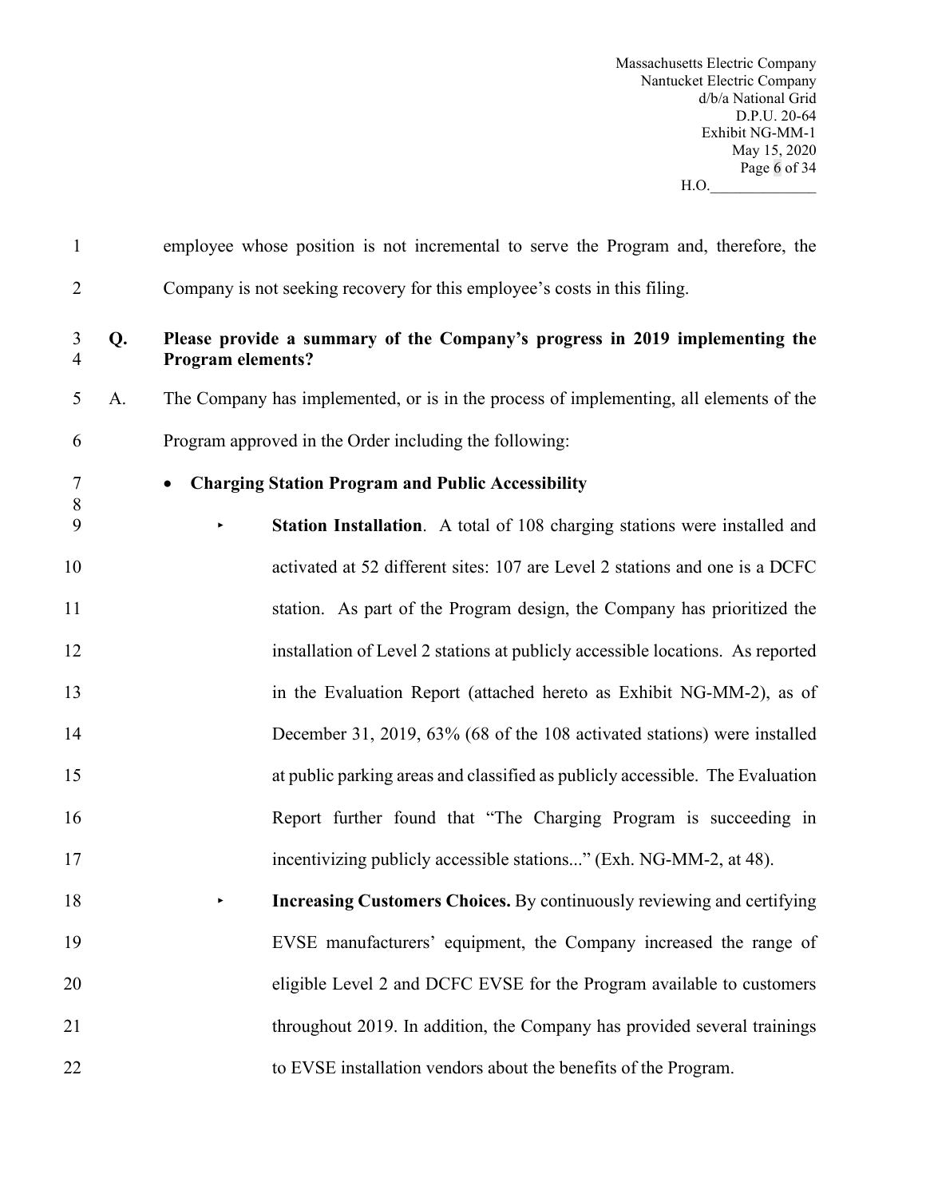employee whose position is not incremental to serve the Program and, therefore, the Company is not seeking recovery for this employee's costs in this filing.

**Q. Please provide a summary of the Company's progress in 2019 implementing the Program elements?**

A. The Company has implemented, or is in the process of implementing, all elements of the Program approved in the Order including the following:

- **Charging Station Program and Public Accessibility**
  - **Station Installation**. A total of 108 charging stations were installed and activated at 52 different sites: 107 are Level 2 stations and one is a DCFC station. As part of the Program design, the Company has prioritized the installation of Level 2 stations at publicly accessible locations. As reported in the Evaluation Report (attached hereto as Exhibit NG-MM-2), as of December 31, 2019, 63% (68 of the 108 activated stations) were installed at public parking areas and classified as publicly accessible. The Evaluation Report further found that "The Charging Program is succeeding in incentivizing publicly accessible stations..." (Exh. NG-MM-2, at 48).
  - **Increasing Customers Choices.** By continuously reviewing and certifying EVSE manufacturers' equipment, the Company increased the range of eligible Level 2 and DCFC EVSE for the Program available to customers throughout 2019. In addition, the Company has provided several trainings to EVSE installation vendors about the benefits of the Program.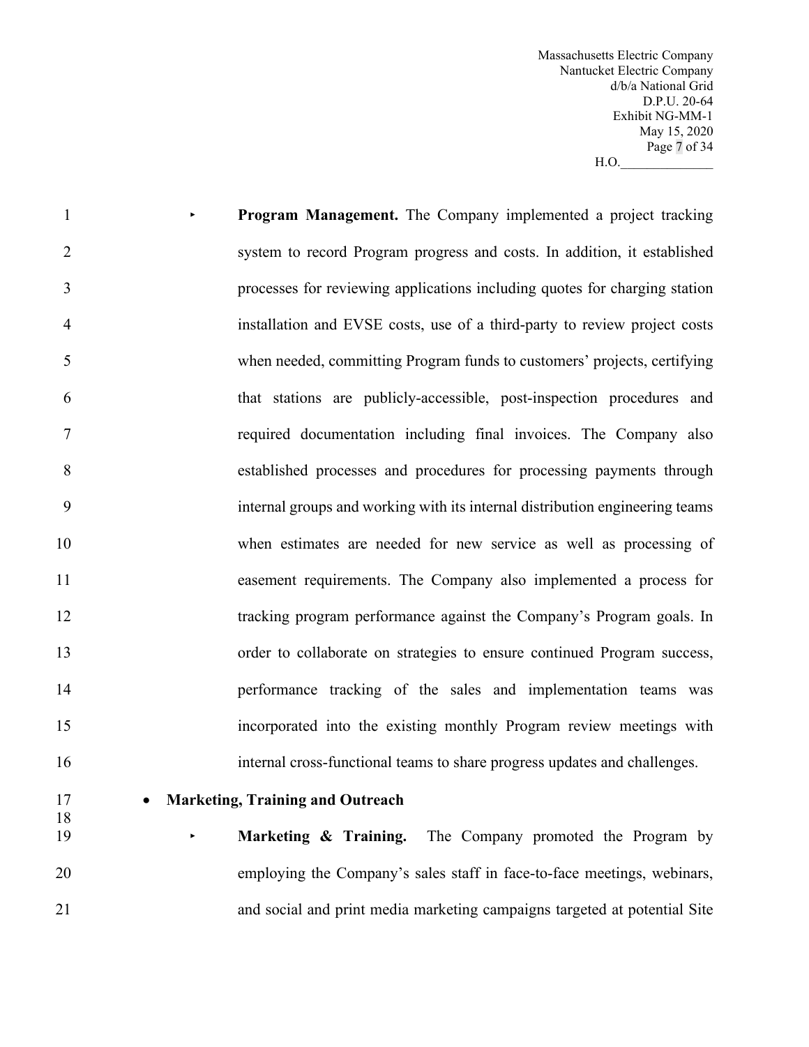- **Program Management.** The Company implemented a project tracking system to record Program progress and costs. In addition, it established processes for reviewing applications including quotes for charging station installation and EVSE costs, use of a third-party to review project costs when needed, committing Program funds to customers' projects, certifying that stations are publicly-accessible, post-inspection procedures and required documentation including final invoices. The Company also established processes and procedures for processing payments through internal groups and working with its internal distribution engineering teams when estimates are needed for new service as well as processing of easement requirements. The Company also implemented a process for tracking program performance against the Company's Program goals. In order to collaborate on strategies to ensure continued Program success, performance tracking of the sales and implementation teams was incorporated into the existing monthly Program review meetings with internal cross-functional teams to share progress updates and challenges.

- **Marketing, Training and Outreach**

  - **Marketing & Training.** The Company promoted the Program by employing the Company's sales staff in face-to-face meetings, webinars, and social and print media marketing campaigns targeted at potential Site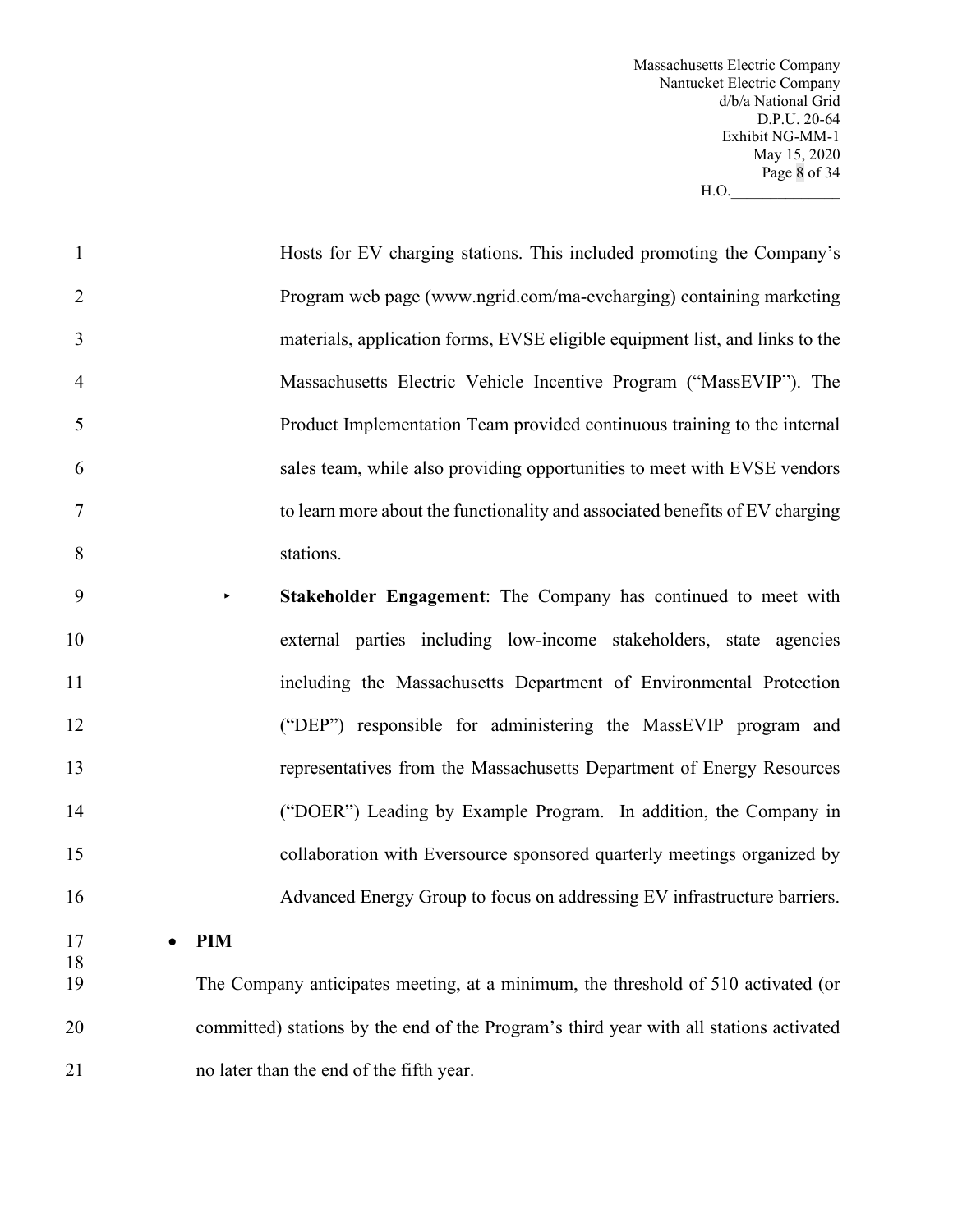Hosts for EV charging stations. This included promoting the Company's Program web page (www.ngrid.com/ma-evcharging) containing marketing materials, application forms, EVSE eligible equipment list, and links to the Massachusetts Electric Vehicle Incentive Program ("MassEVIP"). The Product Implementation Team provided continuous training to the internal sales team, while also providing opportunities to meet with EVSE vendors to learn more about the functionality and associated benefits of EV charging stations.

- **Stakeholder Engagement**: The Company has continued to meet with external parties including low-income stakeholders, state agencies including the Massachusetts Department of Environmental Protection ("DEP") responsible for administering the MassEVIP program and representatives from the Massachusetts Department of Energy Resources ("DOER") Leading by Example Program. In addition, the Company in collaboration with Eversource sponsored quarterly meetings organized by Advanced Energy Group to focus on addressing EV infrastructure barriers.

- **PIM**

  The Company anticipates meeting, at a minimum, the threshold of 510 activated (or committed) stations by the end of the Program's third year with all stations activated no later than the end of the fifth year.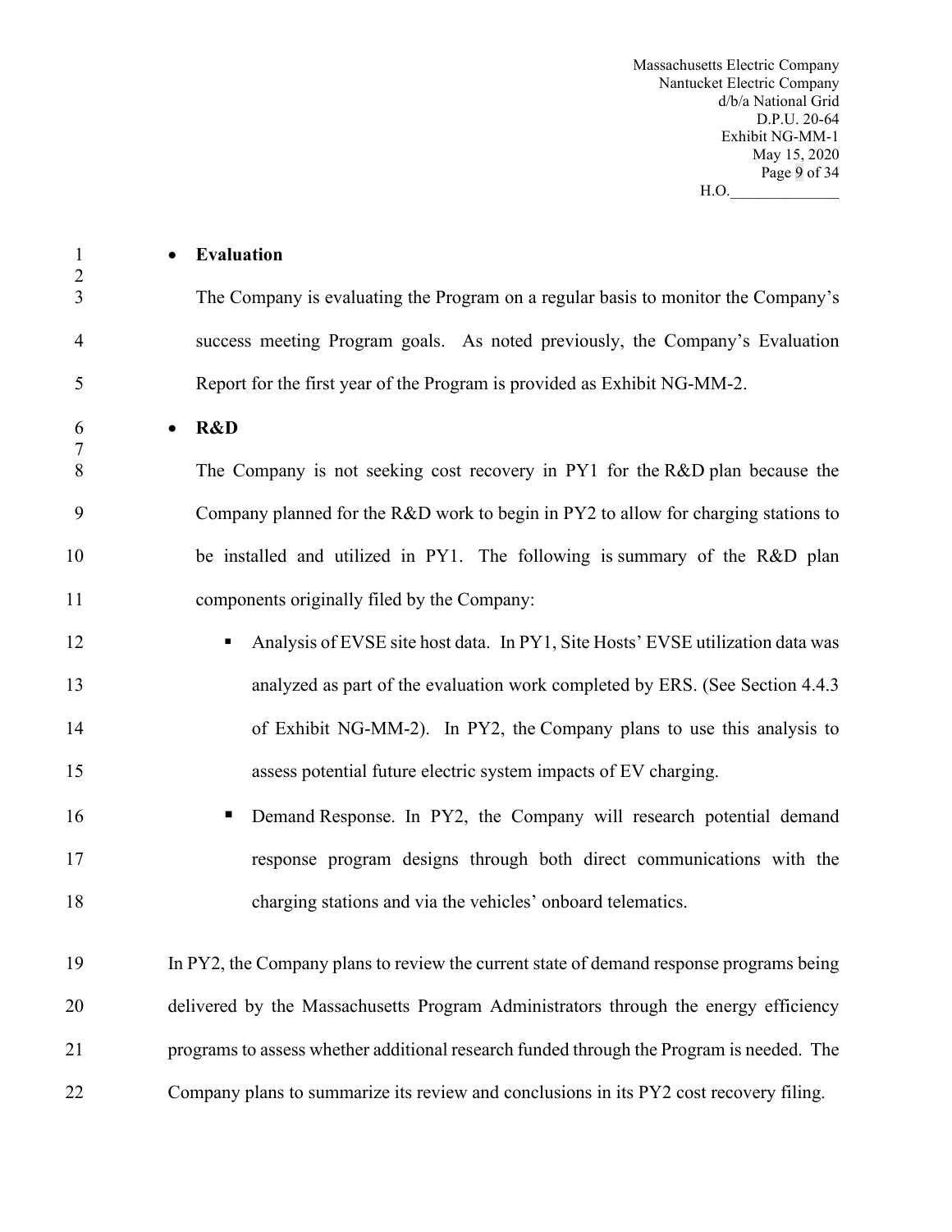- **Evaluation**

  The Company is evaluating the Program on a regular basis to monitor the Company's success meeting Program goals. As noted previously, the Company's Evaluation Report for the first year of the Program is provided as Exhibit NG-MM-2.

- **R&D**

  The Company is not seeking cost recovery in PY1 for the R&D plan because the Company planned for the R&D work to begin in PY2 to allow for charging stations to be installed and utilized in PY1. The following is summary of the R&D plan components originally filed by the Company:

  - Analysis of EVSE site host data. In PY1, Site Hosts' EVSE utilization data was analyzed as part of the evaluation work completed by ERS. (See Section 4.4.3 of Exhibit NG-MM-2). In PY2, the Company plans to use this analysis to assess potential future electric system impacts of EV charging.
  - Demand Response. In PY2, the Company will research potential demand response program designs through both direct communications with the charging stations and via the vehicles' onboard telematics.

In PY2, the Company plans to review the current state of demand response programs being delivered by the Massachusetts Program Administrators through the energy efficiency programs to assess whether additional research funded through the Program is needed. The Company plans to summarize its review and conclusions in its PY2 cost recovery filing.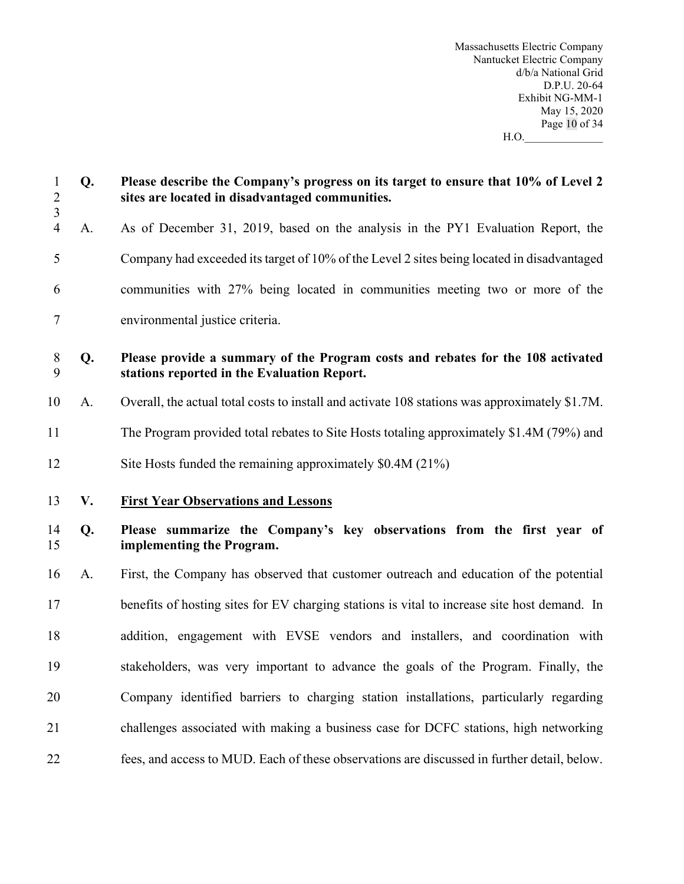**Q. Please describe the Company's progress on its target to ensure that 10% of Level 2 sites are located in disadvantaged communities.**

A. As of December 31, 2019, based on the analysis in the PY1 Evaluation Report, the Company had exceeded its target of 10% of the Level 2 sites being located in disadvantaged communities with 27% being located in communities meeting two or more of the environmental justice criteria.

**Q. Please provide a summary of the Program costs and rebates for the 108 activated stations reported in the Evaluation Report.**

A. Overall, the actual total costs to install and activate 108 stations was approximately $1.7M. The Program provided total rebates to Site Hosts totaling approximately $1.4M (79%) and Site Hosts funded the remaining approximately $0.4M (21%)

## V. First Year Observations and Lessons

**Q. Please summarize the Company's key observations from the first year of implementing the Program.**

A. First, the Company has observed that customer outreach and education of the potential benefits of hosting sites for EV charging stations is vital to increase site host demand. In addition, engagement with EVSE vendors and installers, and coordination with stakeholders, was very important to advance the goals of the Program. Finally, the Company identified barriers to charging station installations, particularly regarding challenges associated with making a business case for DCFC stations, high networking fees, and access to MUD. Each of these observations are discussed in further detail, below.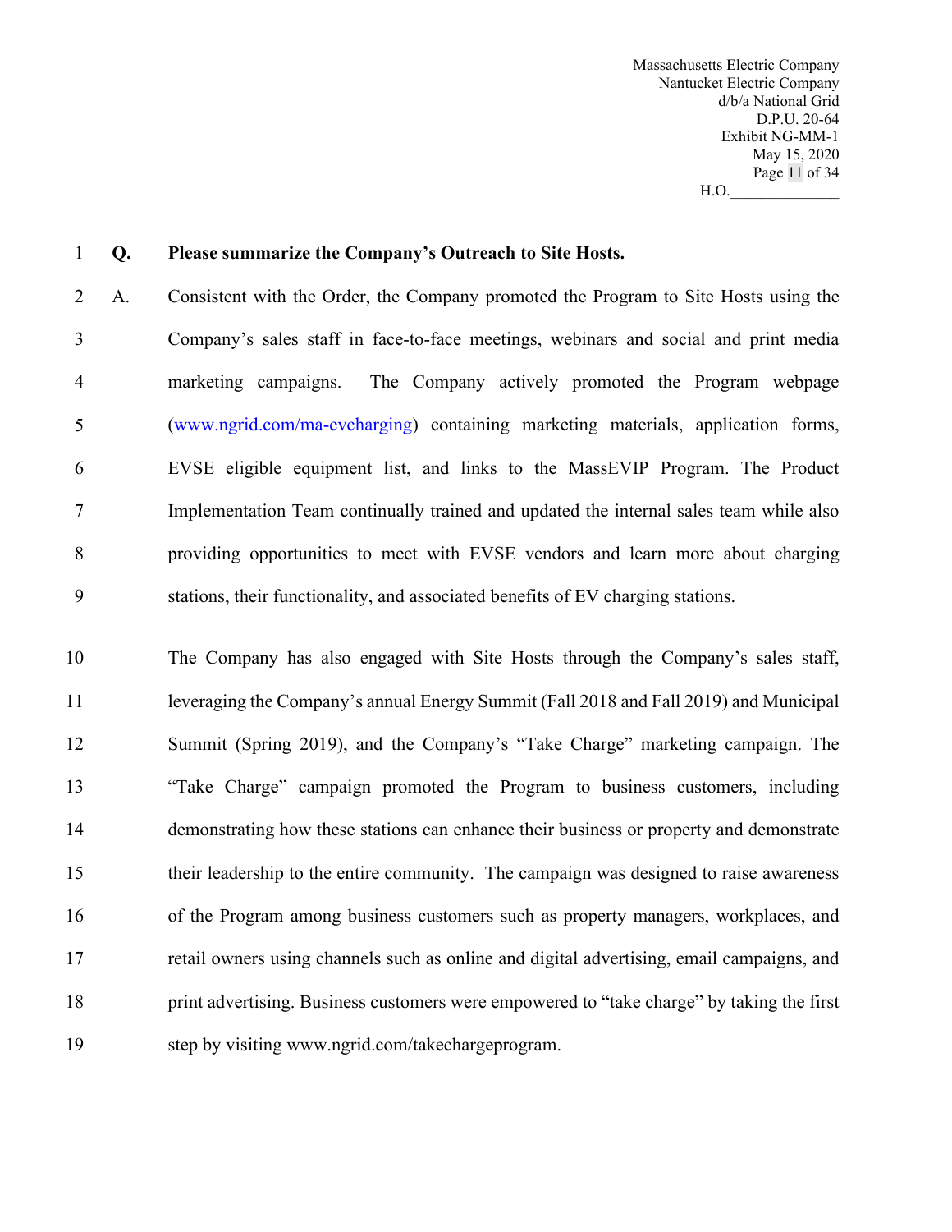**Q. Please summarize the Company's Outreach to Site Hosts.**

A. Consistent with the Order, the Company promoted the Program to Site Hosts using the Company's sales staff in face-to-face meetings, webinars and social and print media marketing campaigns. The Company actively promoted the Program webpage (www.ngrid.com/ma-evcharging) containing marketing materials, application forms, EVSE eligible equipment list, and links to the MassEVIP Program. The Product Implementation Team continually trained and updated the internal sales team while also providing opportunities to meet with EVSE vendors and learn more about charging stations, their functionality, and associated benefits of EV charging stations.

The Company has also engaged with Site Hosts through the Company's sales staff, leveraging the Company's annual Energy Summit (Fall 2018 and Fall 2019) and Municipal Summit (Spring 2019), and the Company's "Take Charge" marketing campaign. The "Take Charge" campaign promoted the Program to business customers, including demonstrating how these stations can enhance their business or property and demonstrate their leadership to the entire community. The campaign was designed to raise awareness of the Program among business customers such as property managers, workplaces, and retail owners using channels such as online and digital advertising, email campaigns, and print advertising. Business customers were empowered to "take charge" by taking the first step by visiting www.ngrid.com/takechargeprogram.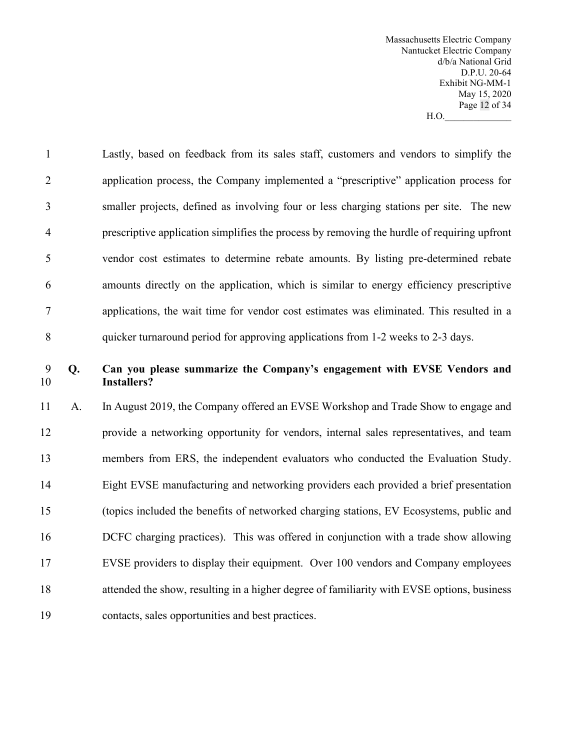Lastly, based on feedback from its sales staff, customers and vendors to simplify the application process, the Company implemented a "prescriptive" application process for smaller projects, defined as involving four or less charging stations per site. The new prescriptive application simplifies the process by removing the hurdle of requiring upfront vendor cost estimates to determine rebate amounts. By listing pre-determined rebate amounts directly on the application, which is similar to energy efficiency prescriptive applications, the wait time for vendor cost estimates was eliminated. This resulted in a quicker turnaround period for approving applications from 1-2 weeks to 2-3 days.

**Q. Can you please summarize the Company's engagement with EVSE Vendors and Installers?**

A. In August 2019, the Company offered an EVSE Workshop and Trade Show to engage and provide a networking opportunity for vendors, internal sales representatives, and team members from ERS, the independent evaluators who conducted the Evaluation Study. Eight EVSE manufacturing and networking providers each provided a brief presentation (topics included the benefits of networked charging stations, EV Ecosystems, public and DCFC charging practices). This was offered in conjunction with a trade show allowing EVSE providers to display their equipment. Over 100 vendors and Company employees attended the show, resulting in a higher degree of familiarity with EVSE options, business contacts, sales opportunities and best practices.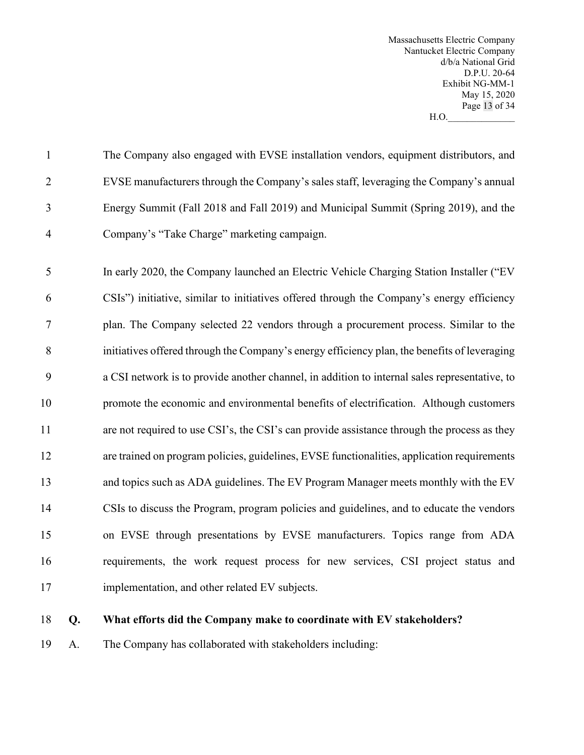The Company also engaged with EVSE installation vendors, equipment distributors, and EVSE manufacturers through the Company's sales staff, leveraging the Company's annual Energy Summit (Fall 2018 and Fall 2019) and Municipal Summit (Spring 2019), and the Company's "Take Charge" marketing campaign.

In early 2020, the Company launched an Electric Vehicle Charging Station Installer ("EV CSIs") initiative, similar to initiatives offered through the Company's energy efficiency plan. The Company selected 22 vendors through a procurement process. Similar to the initiatives offered through the Company's energy efficiency plan, the benefits of leveraging a CSI network is to provide another channel, in addition to internal sales representative, to promote the economic and environmental benefits of electrification. Although customers are not required to use CSI's, the CSI's can provide assistance through the process as they are trained on program policies, guidelines, EVSE functionalities, application requirements and topics such as ADA guidelines. The EV Program Manager meets monthly with the EV CSIs to discuss the Program, program policies and guidelines, and to educate the vendors on EVSE through presentations by EVSE manufacturers. Topics range from ADA requirements, the work request process for new services, CSI project status and implementation, and other related EV subjects.

**Q. What efforts did the Company make to coordinate with EV stakeholders?**

A. The Company has collaborated with stakeholders including: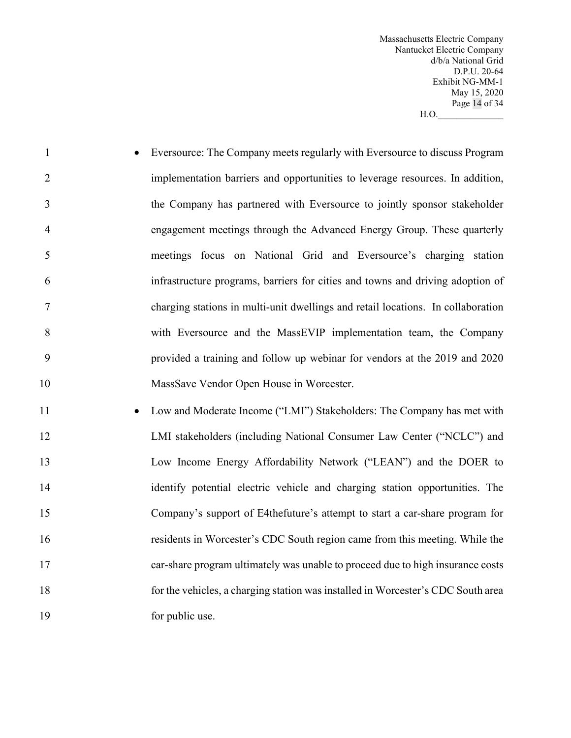- Eversource: The Company meets regularly with Eversource to discuss Program implementation barriers and opportunities to leverage resources. In addition, the Company has partnered with Eversource to jointly sponsor stakeholder engagement meetings through the Advanced Energy Group. These quarterly meetings focus on National Grid and Eversource's charging station infrastructure programs, barriers for cities and towns and driving adoption of charging stations in multi-unit dwellings and retail locations. In collaboration with Eversource and the MassEVIP implementation team, the Company provided a training and follow up webinar for vendors at the 2019 and 2020 MassSave Vendor Open House in Worcester.
- Low and Moderate Income ("LMI") Stakeholders: The Company has met with LMI stakeholders (including National Consumer Law Center ("NCLC") and Low Income Energy Affordability Network ("LEAN") and the DOER to identify potential electric vehicle and charging station opportunities. The Company's support of E4thefuture's attempt to start a car-share program for residents in Worcester's CDC South region came from this meeting. While the car-share program ultimately was unable to proceed due to high insurance costs for the vehicles, a charging station was installed in Worcester's CDC South area for public use.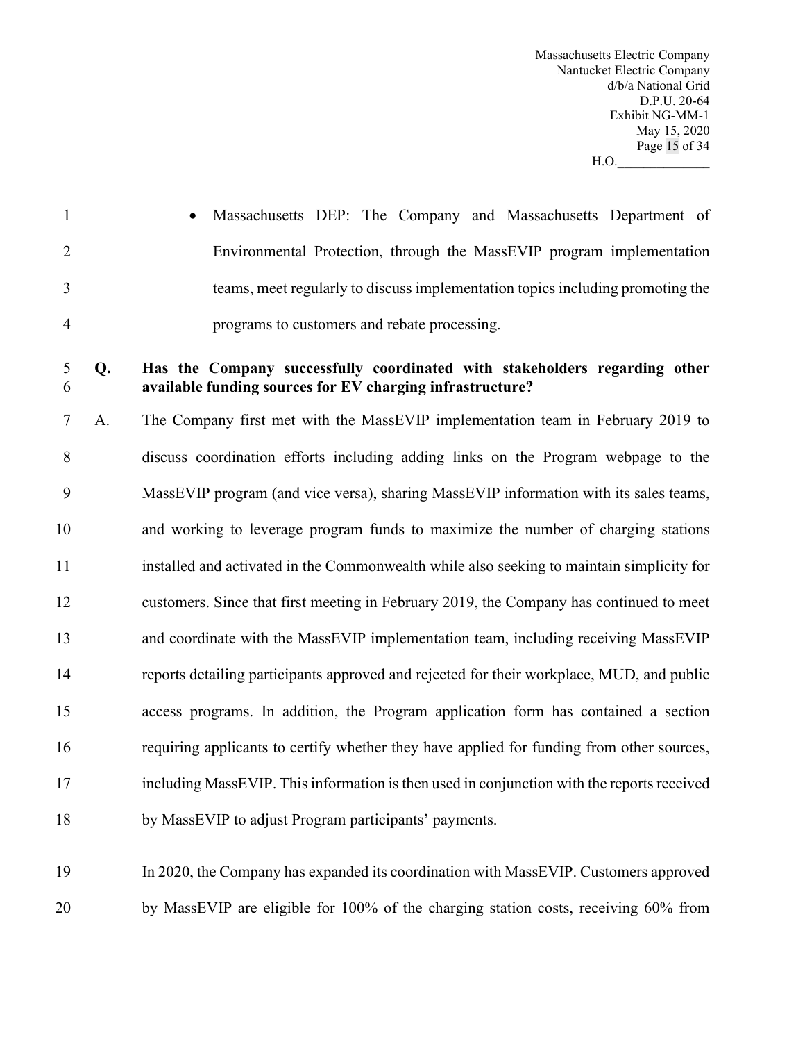- Massachusetts DEP: The Company and Massachusetts Department of Environmental Protection, through the MassEVIP program implementation teams, meet regularly to discuss implementation topics including promoting the programs to customers and rebate processing.

**Q. Has the Company successfully coordinated with stakeholders regarding other available funding sources for EV charging infrastructure?**

A. The Company first met with the MassEVIP implementation team in February 2019 to discuss coordination efforts including adding links on the Program webpage to the MassEVIP program (and vice versa), sharing MassEVIP information with its sales teams, and working to leverage program funds to maximize the number of charging stations installed and activated in the Commonwealth while also seeking to maintain simplicity for customers. Since that first meeting in February 2019, the Company has continued to meet and coordinate with the MassEVIP implementation team, including receiving MassEVIP reports detailing participants approved and rejected for their workplace, MUD, and public access programs. In addition, the Program application form has contained a section requiring applicants to certify whether they have applied for funding from other sources, including MassEVIP. This information is then used in conjunction with the reports received by MassEVIP to adjust Program participants' payments.

In 2020, the Company has expanded its coordination with MassEVIP. Customers approved by MassEVIP are eligible for 100% of the charging station costs, receiving 60% from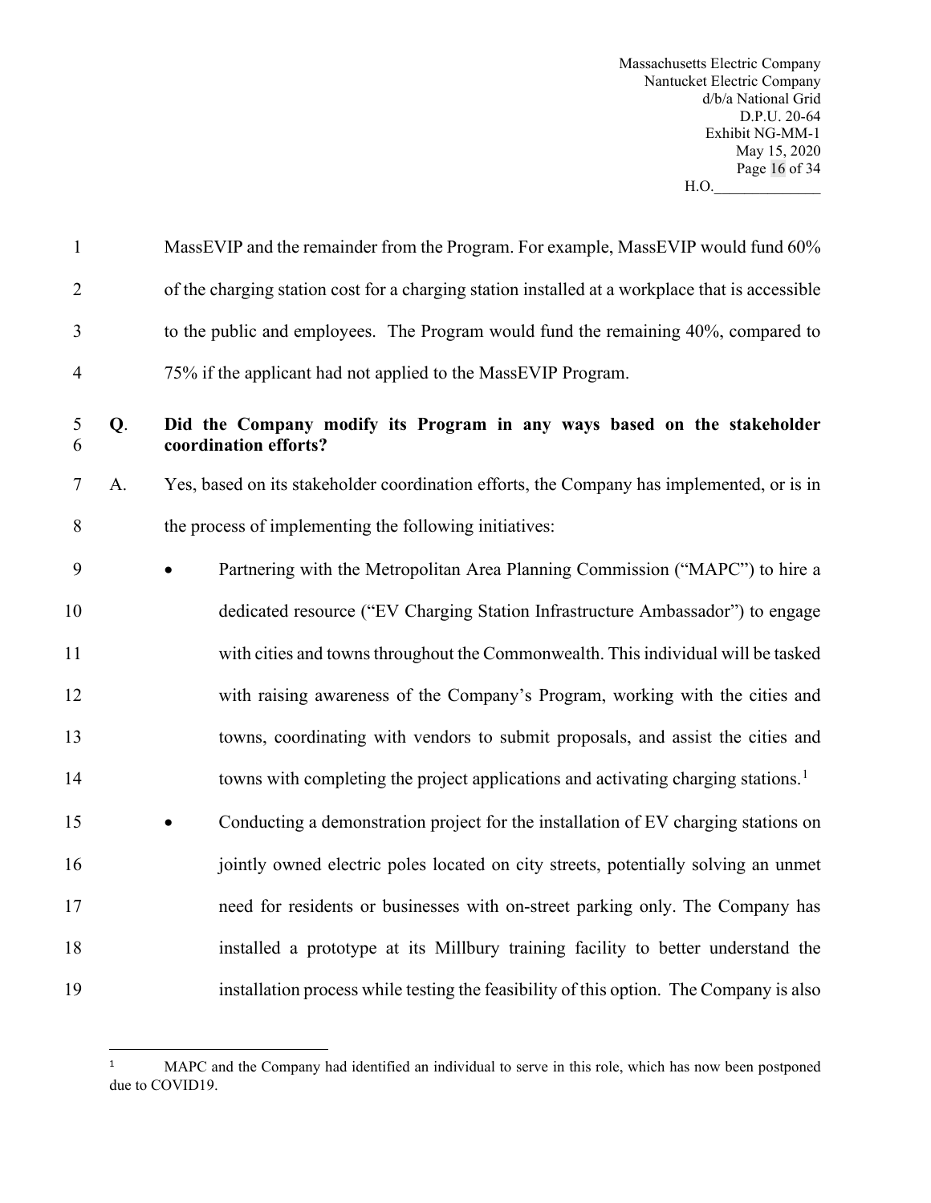MassEVIP and the remainder from the Program. For example, MassEVIP would fund 60% of the charging station cost for a charging station installed at a workplace that is accessible to the public and employees. The Program would fund the remaining 40%, compared to 75% if the applicant had not applied to the MassEVIP Program.

**Q. Did the Company modify its Program in any ways based on the stakeholder coordination efforts?**

A. Yes, based on its stakeholder coordination efforts, the Company has implemented, or is in the process of implementing the following initiatives:

- Partnering with the Metropolitan Area Planning Commission ("MAPC") to hire a dedicated resource ("EV Charging Station Infrastructure Ambassador") to engage with cities and towns throughout the Commonwealth. This individual will be tasked with raising awareness of the Company's Program, working with the cities and towns, coordinating with vendors to submit proposals, and assist the cities and towns with completing the project applications and activating charging stations.[1]
- Conducting a demonstration project for the installation of EV charging stations on jointly owned electric poles located on city streets, potentially solving an unmet need for residents or businesses with on-street parking only. The Company has installed a prototype at its Millbury training facility to better understand the installation process while testing the feasibility of this option. The Company is also

---

[1] MAPC and the Company had identified an individual to serve in this role, which has now been postponed due to COVID19.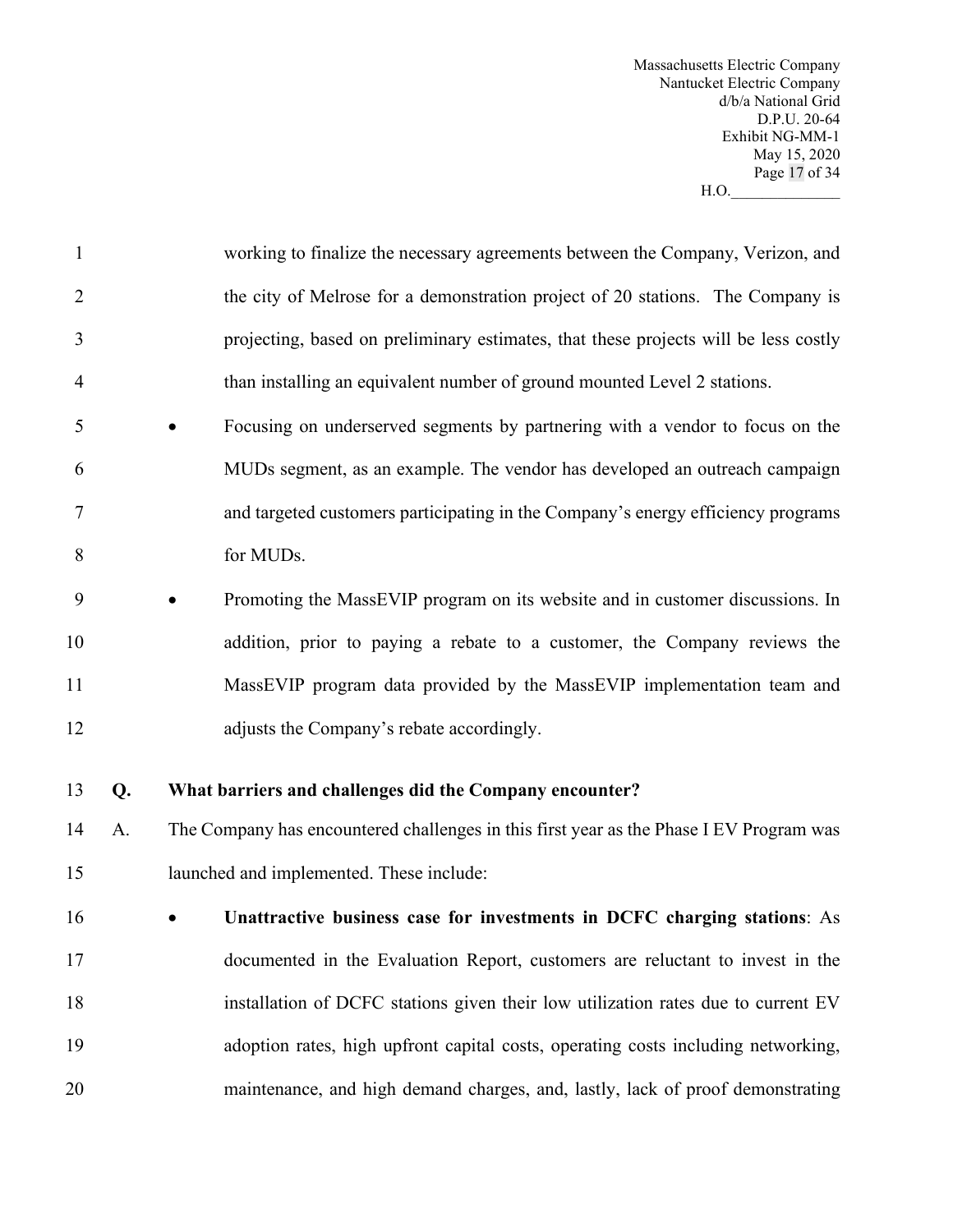working to finalize the necessary agreements between the Company, Verizon, and the city of Melrose for a demonstration project of 20 stations. The Company is projecting, based on preliminary estimates, that these projects will be less costly than installing an equivalent number of ground mounted Level 2 stations.

- Focusing on underserved segments by partnering with a vendor to focus on the MUDs segment, as an example. The vendor has developed an outreach campaign and targeted customers participating in the Company's energy efficiency programs for MUDs.
- Promoting the MassEVIP program on its website and in customer discussions. In addition, prior to paying a rebate to a customer, the Company reviews the MassEVIP program data provided by the MassEVIP implementation team and adjusts the Company's rebate accordingly.

**Q. What barriers and challenges did the Company encounter?**

A. The Company has encountered challenges in this first year as the Phase I EV Program was launched and implemented. These include:

- **Unattractive business case for investments in DCFC charging stations**: As documented in the Evaluation Report, customers are reluctant to invest in the installation of DCFC stations given their low utilization rates due to current EV adoption rates, high upfront capital costs, operating costs including networking, maintenance, and high demand charges, and, lastly, lack of proof demonstrating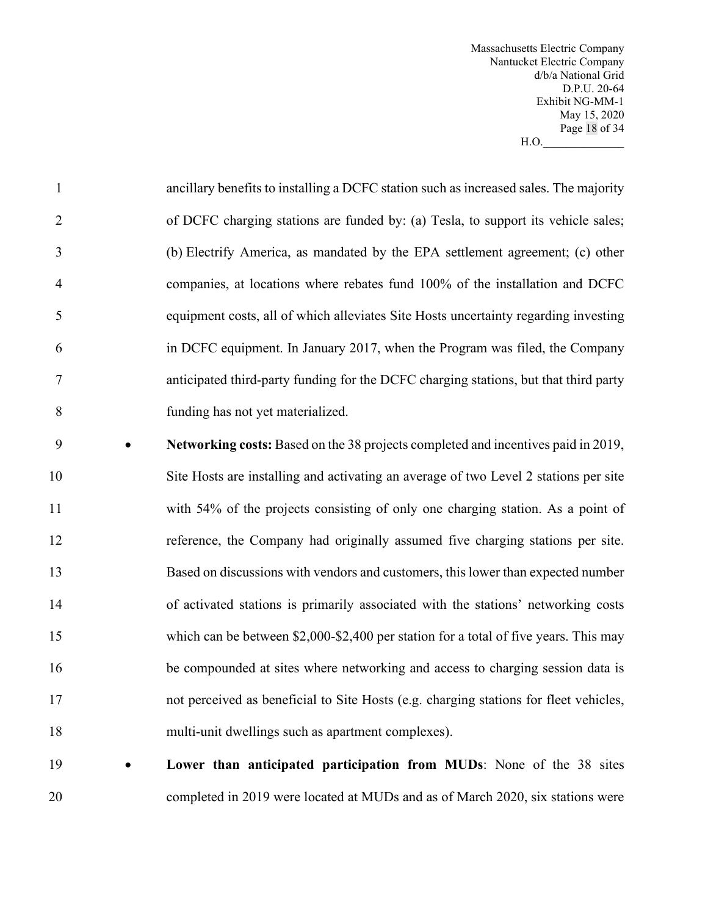ancillary benefits to installing a DCFC station such as increased sales. The majority of DCFC charging stations are funded by: (a) Tesla, to support its vehicle sales; (b) Electrify America, as mandated by the EPA settlement agreement; (c) other companies, at locations where rebates fund 100% of the installation and DCFC equipment costs, all of which alleviates Site Hosts uncertainty regarding investing in DCFC equipment. In January 2017, when the Program was filed, the Company anticipated third-party funding for the DCFC charging stations, but that third party funding has not yet materialized.

- **Networking costs:** Based on the 38 projects completed and incentives paid in 2019, Site Hosts are installing and activating an average of two Level 2 stations per site with 54% of the projects consisting of only one charging station. As a point of reference, the Company had originally assumed five charging stations per site. Based on discussions with vendors and customers, this lower than expected number of activated stations is primarily associated with the stations' networking costs which can be between $2,000-$2,400 per station for a total of five years. This may be compounded at sites where networking and access to charging session data is not perceived as beneficial to Site Hosts (e.g. charging stations for fleet vehicles, multi-unit dwellings such as apartment complexes).
- **Lower than anticipated participation from MUDs**: None of the 38 sites completed in 2019 were located at MUDs and as of March 2020, six stations were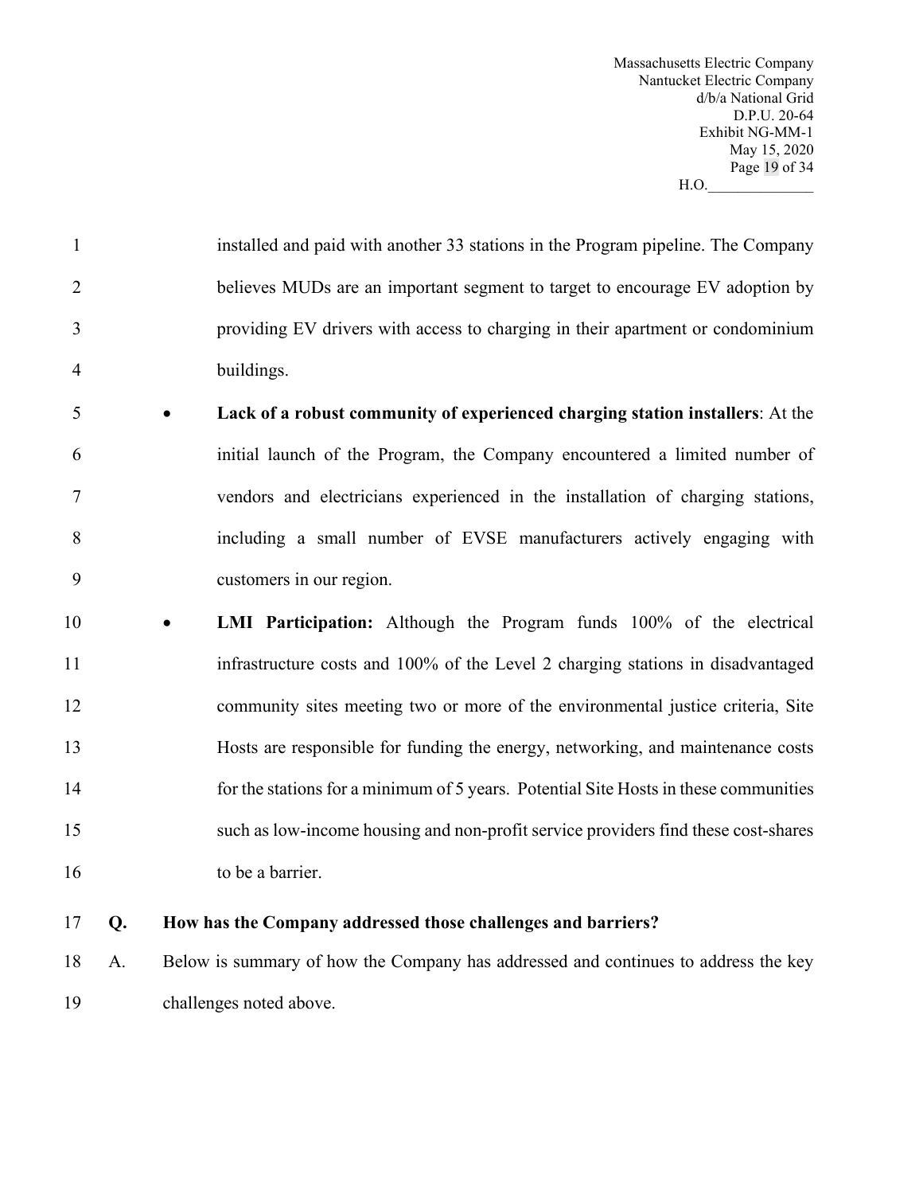installed and paid with another 33 stations in the Program pipeline. The Company believes MUDs are an important segment to target to encourage EV adoption by providing EV drivers with access to charging in their apartment or condominium buildings.

- **Lack of a robust community of experienced charging station installers**: At the initial launch of the Program, the Company encountered a limited number of vendors and electricians experienced in the installation of charging stations, including a small number of EVSE manufacturers actively engaging with customers in our region.
- **LMI Participation:** Although the Program funds 100% of the electrical infrastructure costs and 100% of the Level 2 charging stations in disadvantaged community sites meeting two or more of the environmental justice criteria, Site Hosts are responsible for funding the energy, networking, and maintenance costs for the stations for a minimum of 5 years. Potential Site Hosts in these communities such as low-income housing and non-profit service providers find these cost-shares to be a barrier.

**Q. How has the Company addressed those challenges and barriers?**

A. Below is summary of how the Company has addressed and continues to address the key challenges noted above.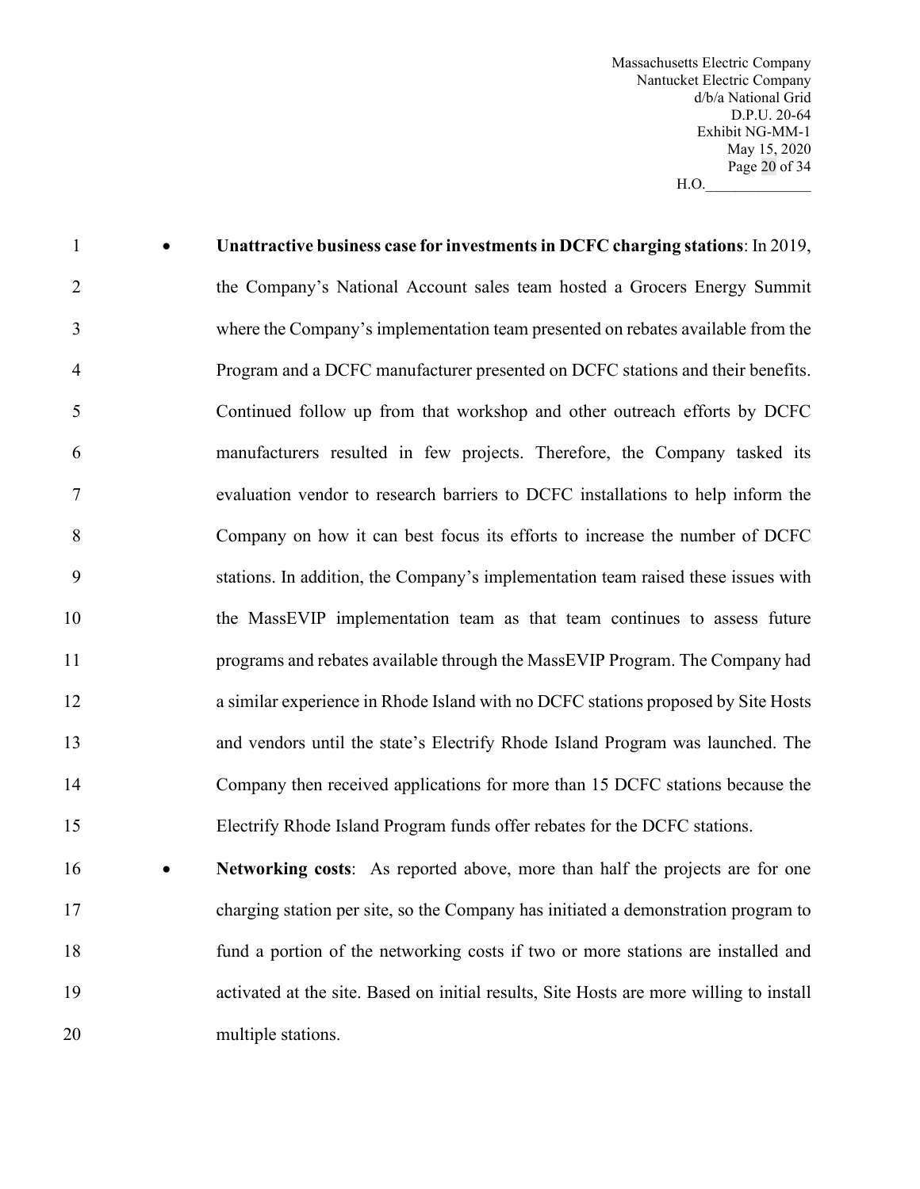- **Unattractive business case for investments in DCFC charging stations**: In 2019, the Company's National Account sales team hosted a Grocers Energy Summit where the Company's implementation team presented on rebates available from the Program and a DCFC manufacturer presented on DCFC stations and their benefits. Continued follow up from that workshop and other outreach efforts by DCFC manufacturers resulted in few projects. Therefore, the Company tasked its evaluation vendor to research barriers to DCFC installations to help inform the Company on how it can best focus its efforts to increase the number of DCFC stations. In addition, the Company's implementation team raised these issues with the MassEVIP implementation team as that team continues to assess future programs and rebates available through the MassEVIP Program. The Company had a similar experience in Rhode Island with no DCFC stations proposed by Site Hosts and vendors until the state's Electrify Rhode Island Program was launched. The Company then received applications for more than 15 DCFC stations because the Electrify Rhode Island Program funds offer rebates for the DCFC stations.
- **Networking costs**: As reported above, more than half the projects are for one charging station per site, so the Company has initiated a demonstration program to fund a portion of the networking costs if two or more stations are installed and activated at the site. Based on initial results, Site Hosts are more willing to install multiple stations.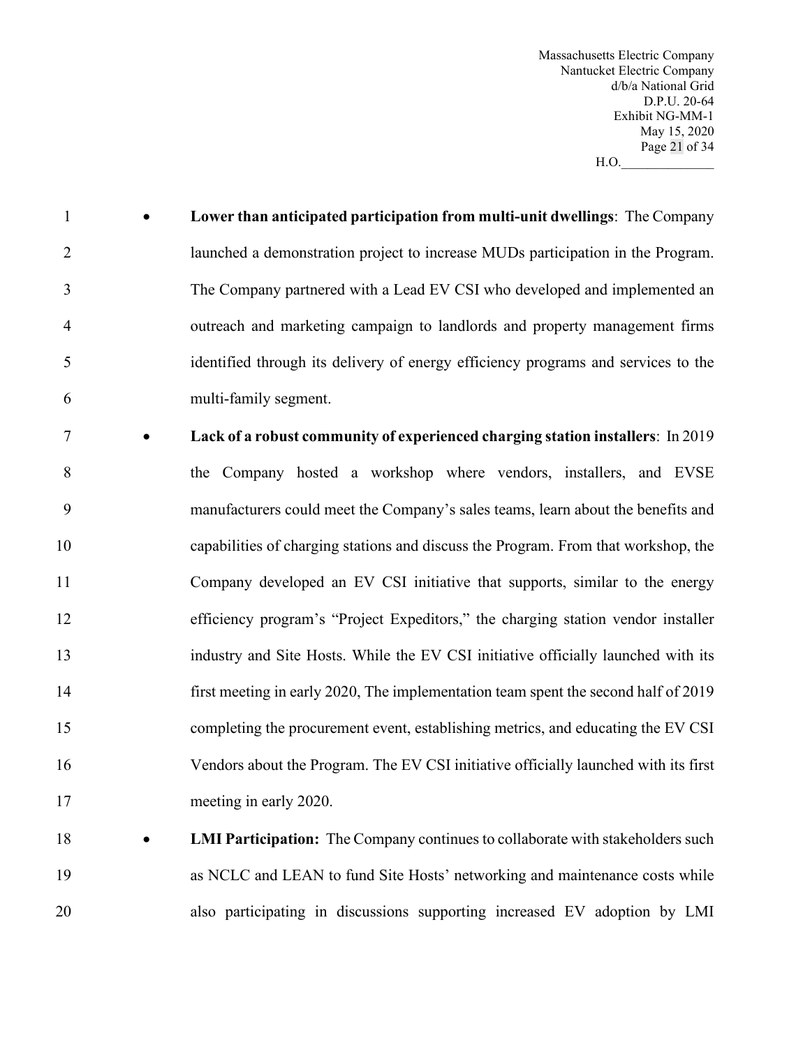- **Lower than anticipated participation from multi-unit dwellings**: The Company launched a demonstration project to increase MUDs participation in the Program. The Company partnered with a Lead EV CSI who developed and implemented an outreach and marketing campaign to landlords and property management firms identified through its delivery of energy efficiency programs and services to the multi-family segment.
- **Lack of a robust community of experienced charging station installers**: In 2019 the Company hosted a workshop where vendors, installers, and EVSE manufacturers could meet the Company's sales teams, learn about the benefits and capabilities of charging stations and discuss the Program. From that workshop, the Company developed an EV CSI initiative that supports, similar to the energy efficiency program's "Project Expeditors," the charging station vendor installer industry and Site Hosts. While the EV CSI initiative officially launched with its first meeting in early 2020, The implementation team spent the second half of 2019 completing the procurement event, establishing metrics, and educating the EV CSI Vendors about the Program. The EV CSI initiative officially launched with its first meeting in early 2020.
- **LMI Participation:** The Company continues to collaborate with stakeholders such as NCLC and LEAN to fund Site Hosts' networking and maintenance costs while also participating in discussions supporting increased EV adoption by LMI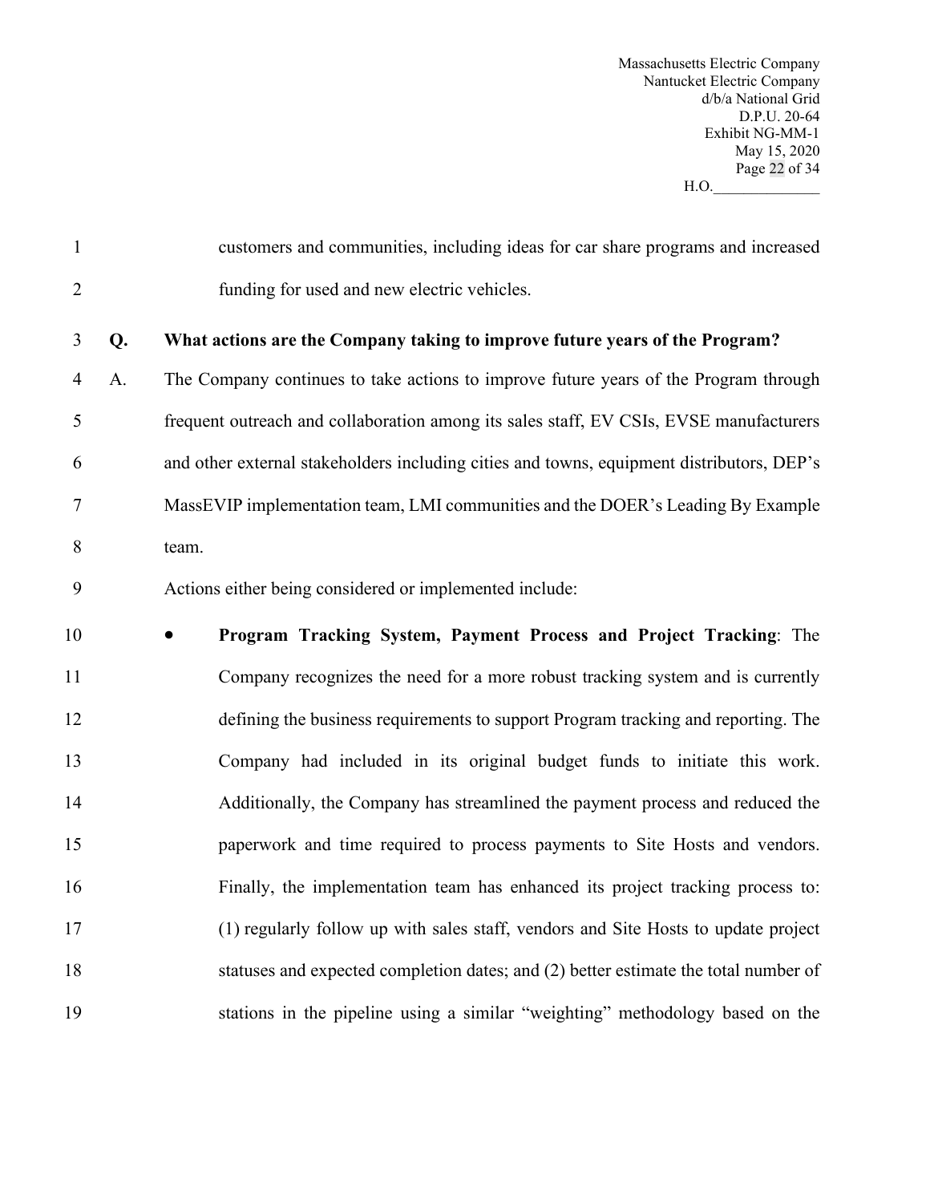customers and communities, including ideas for car share programs and increased funding for used and new electric vehicles.

**Q. What actions are the Company taking to improve future years of the Program?**

A. The Company continues to take actions to improve future years of the Program through frequent outreach and collaboration among its sales staff, EV CSIs, EVSE manufacturers and other external stakeholders including cities and towns, equipment distributors, DEP's MassEVIP implementation team, LMI communities and the DOER's Leading By Example team.

Actions either being considered or implemented include:

- **Program Tracking System, Payment Process and Project Tracking**: The Company recognizes the need for a more robust tracking system and is currently defining the business requirements to support Program tracking and reporting. The Company had included in its original budget funds to initiate this work. Additionally, the Company has streamlined the payment process and reduced the paperwork and time required to process payments to Site Hosts and vendors. Finally, the implementation team has enhanced its project tracking process to: (1) regularly follow up with sales staff, vendors and Site Hosts to update project statuses and expected completion dates; and (2) better estimate the total number of stations in the pipeline using a similar "weighting" methodology based on the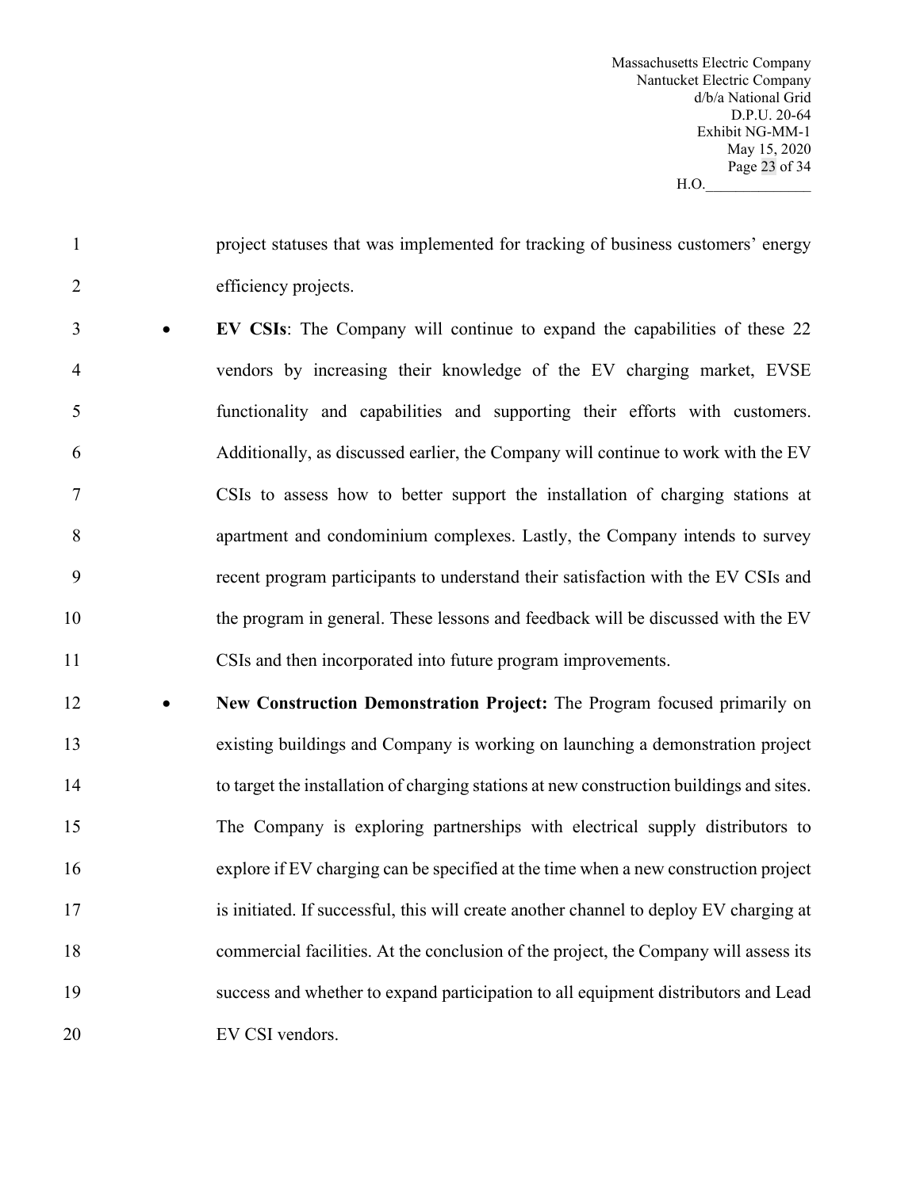project statuses that was implemented for tracking of business customers' energy efficiency projects.

- **EV CSIs**: The Company will continue to expand the capabilities of these 22 vendors by increasing their knowledge of the EV charging market, EVSE functionality and capabilities and supporting their efforts with customers. Additionally, as discussed earlier, the Company will continue to work with the EV CSIs to assess how to better support the installation of charging stations at apartment and condominium complexes. Lastly, the Company intends to survey recent program participants to understand their satisfaction with the EV CSIs and the program in general. These lessons and feedback will be discussed with the EV CSIs and then incorporated into future program improvements.
- **New Construction Demonstration Project:** The Program focused primarily on existing buildings and Company is working on launching a demonstration project to target the installation of charging stations at new construction buildings and sites. The Company is exploring partnerships with electrical supply distributors to explore if EV charging can be specified at the time when a new construction project is initiated. If successful, this will create another channel to deploy EV charging at commercial facilities. At the conclusion of the project, the Company will assess its success and whether to expand participation to all equipment distributors and Lead EV CSI vendors.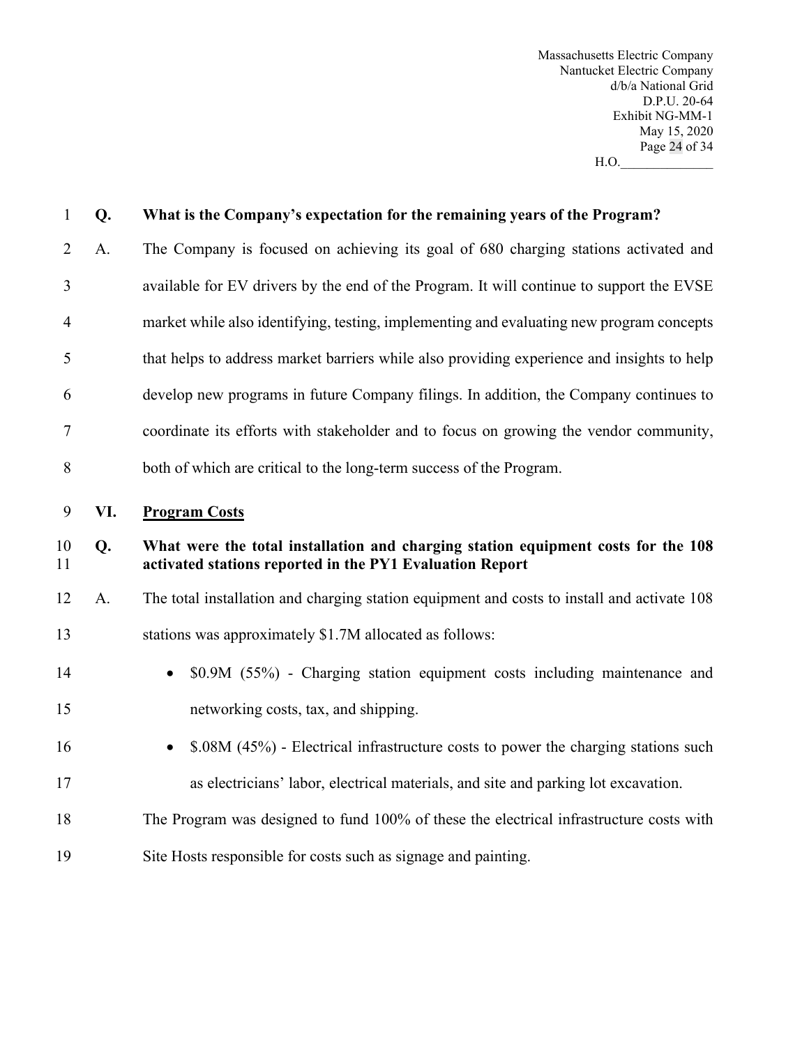**Q. What is the Company's expectation for the remaining years of the Program?**

A. The Company is focused on achieving its goal of 680 charging stations activated and available for EV drivers by the end of the Program. It will continue to support the EVSE market while also identifying, testing, implementing and evaluating new program concepts that helps to address market barriers while also providing experience and insights to help develop new programs in future Company filings. In addition, the Company continues to coordinate its efforts with stakeholder and to focus on growing the vendor community, both of which are critical to the long-term success of the Program.

## VI. Program Costs

**Q. What were the total installation and charging station equipment costs for the 108 activated stations reported in the PY1 Evaluation Report**

A. The total installation and charging station equipment and costs to install and activate 108 stations was approximately $1.7M allocated as follows:

- $0.9M (55%) - Charging station equipment costs including maintenance and networking costs, tax, and shipping.
- $.08M (45%) - Electrical infrastructure costs to power the charging stations such as electricians' labor, electrical materials, and site and parking lot excavation.

The Program was designed to fund 100% of these the electrical infrastructure costs with Site Hosts responsible for costs such as signage and painting.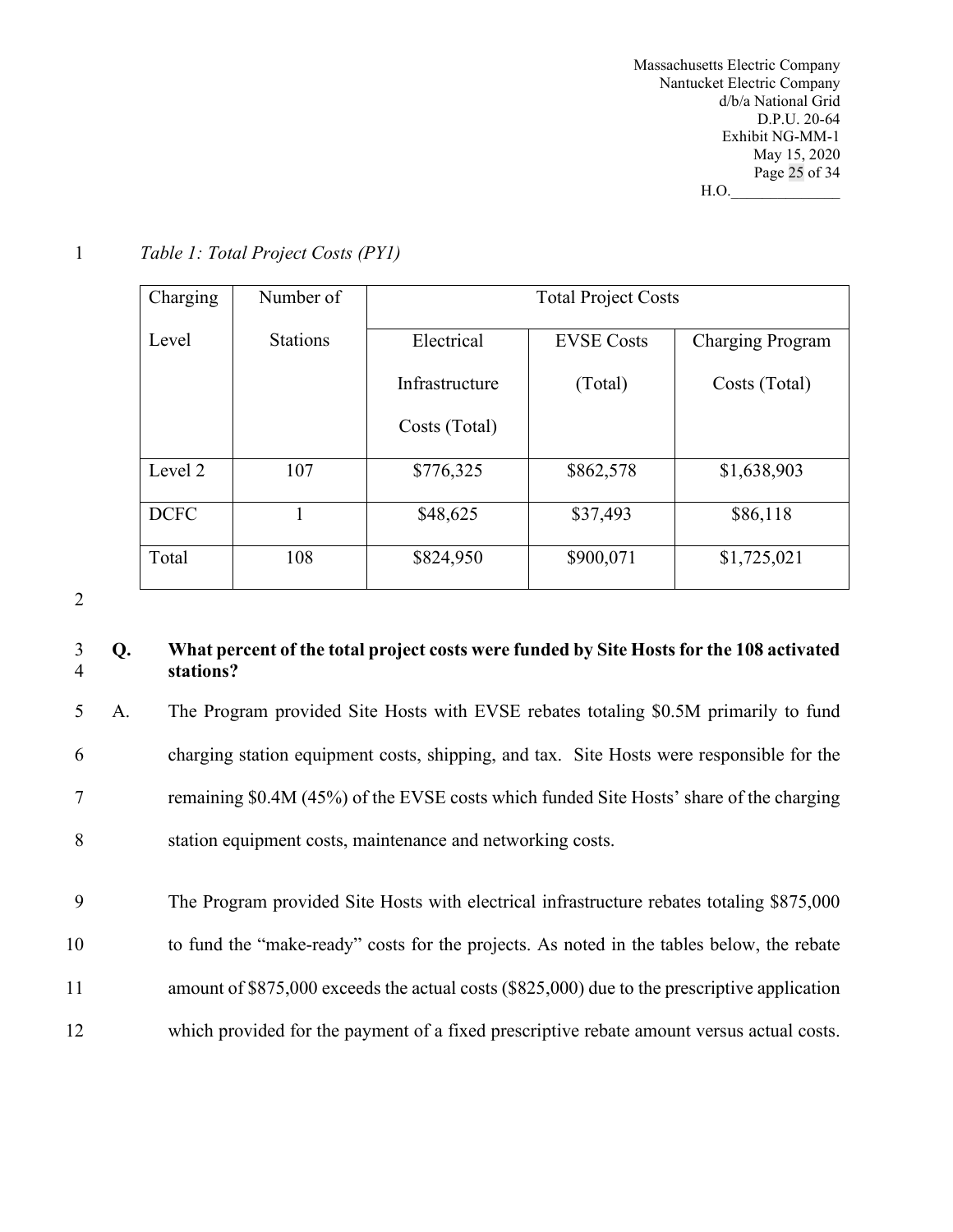*Table 1: Total Project Costs (PY1)*

| Charging Level | Number of Stations | Total Project Costs | | |
|---|---|---|---|---|
| | | Electrical Infrastructure Costs (Total) | EVSE Costs (Total) | Charging Program Costs (Total) |
| Level 2 | 107 | $776,325 | $862,578 | $1,638,903 |
| DCFC | 1 | $48,625 | $37,493 | $86,118 |
| Total | 108 | $824,950 | $900,071 | $1,725,021 |

**Q. What percent of the total project costs were funded by Site Hosts for the 108 activated stations?**

A. The Program provided Site Hosts with EVSE rebates totaling $0.5M primarily to fund charging station equipment costs, shipping, and tax. Site Hosts were responsible for the remaining $0.4M (45%) of the EVSE costs which funded Site Hosts' share of the charging station equipment costs, maintenance and networking costs.

The Program provided Site Hosts with electrical infrastructure rebates totaling $875,000 to fund the "make-ready" costs for the projects. As noted in the tables below, the rebate amount of $875,000 exceeds the actual costs ($825,000) due to the prescriptive application which provided for the payment of a fixed prescriptive rebate amount versus actual costs.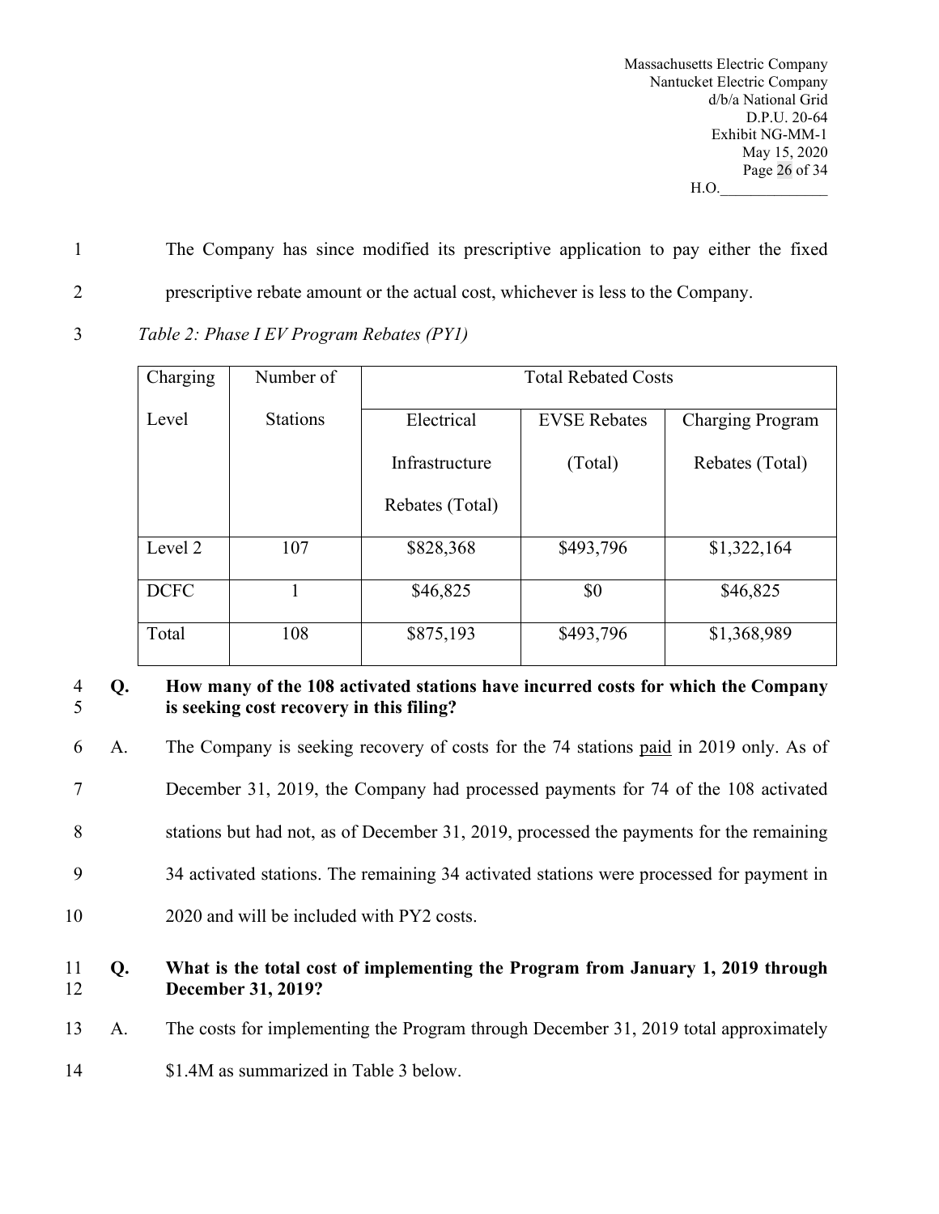The Company has since modified its prescriptive application to pay either the fixed prescriptive rebate amount or the actual cost, whichever is less to the Company.

*Table 2: Phase I EV Program Rebates (PY1)*

| Charging Level | Number of Stations | Total Rebated Costs | | |
|---|---|---|---|---|
| | | Electrical Infrastructure Rebates (Total) | EVSE Rebates (Total) | Charging Program Rebates (Total) |
| Level 2 | 107 | $828,368 | $493,796 | $1,322,164 |
| DCFC | 1 | $46,825 | $0 | $46,825 |
| Total | 108 | $875,193 | $493,796 | $1,368,989 |

**Q. How many of the 108 activated stations have incurred costs for which the Company is seeking cost recovery in this filing?**

A. The Company is seeking recovery of costs for the 74 stations paid in 2019 only. As of December 31, 2019, the Company had processed payments for 74 of the 108 activated stations but had not, as of December 31, 2019, processed the payments for the remaining 34 activated stations. The remaining 34 activated stations were processed for payment in 2020 and will be included with PY2 costs.

**Q. What is the total cost of implementing the Program from January 1, 2019 through December 31, 2019?**

A. The costs for implementing the Program through December 31, 2019 total approximately $1.4M as summarized in Table 3 below.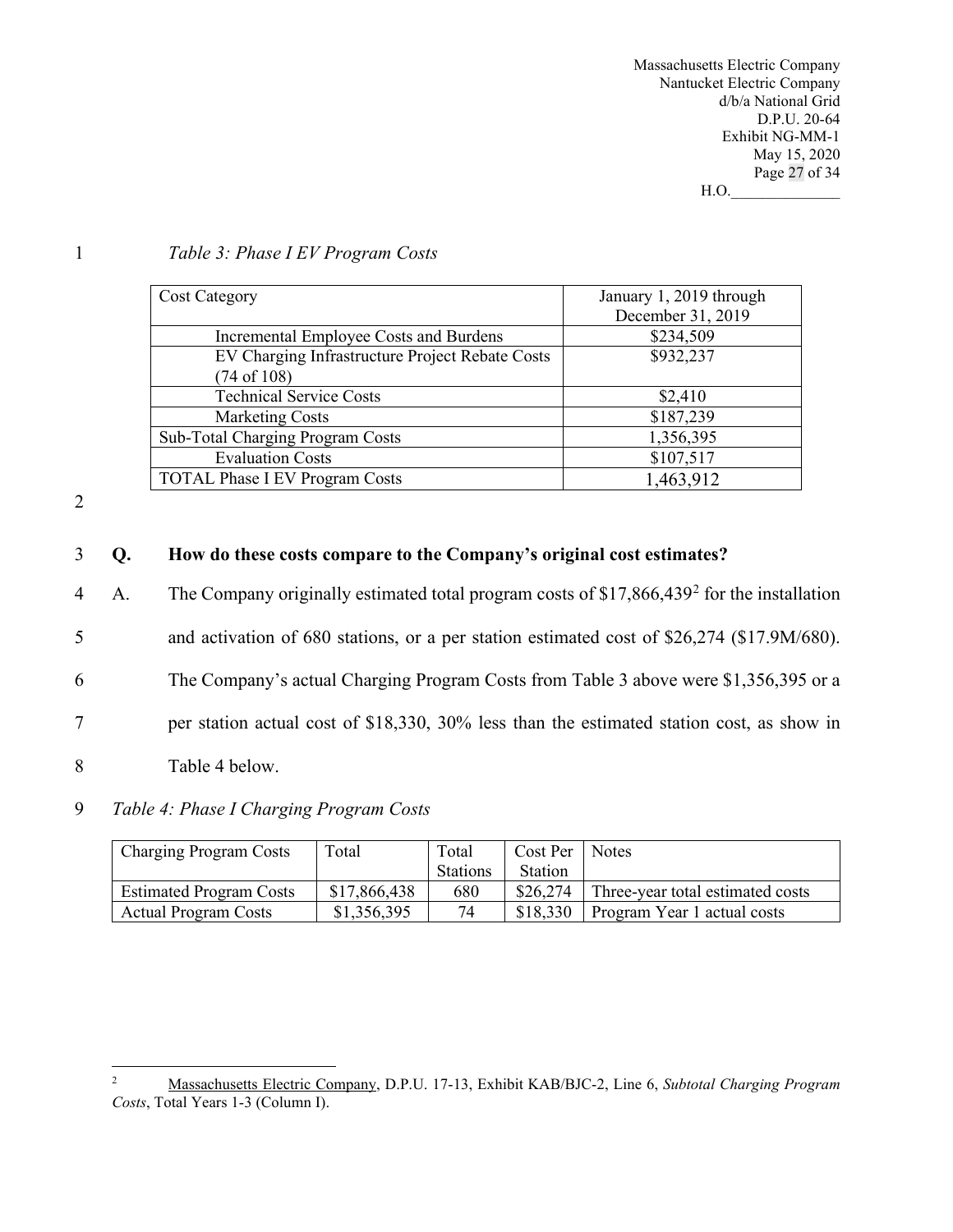*Table 3: Phase I EV Program Costs*

| Cost Category | January 1, 2019 through December 31, 2019 |
| --- | --- |
| Incremental Employee Costs and Burdens | $234,509 |
| EV Charging Infrastructure Project Rebate Costs (74 of 108) | $932,237 |
| Technical Service Costs | $2,410 |
| Marketing Costs | $187,239 |
| Sub-Total Charging Program Costs | 1,356,395 |
| Evaluation Costs | $107,517 |
| TOTAL Phase I EV Program Costs | 1,463,912 |

**Q. How do these costs compare to the Company's original cost estimates?**

A. The Company originally estimated total program costs of $17,866,439[2] for the installation and activation of 680 stations, or a per station estimated cost of $26,274 ($17.9M/680). The Company's actual Charging Program Costs from Table 3 above were $1,356,395 or a per station actual cost of $18,330, 30% less than the estimated station cost, as show in Table 4 below.

*Table 4: Phase I Charging Program Costs*

| Charging Program Costs | Total | Total Stations | Cost Per Station | Notes |
| --- | --- | --- | --- | --- |
| Estimated Program Costs | $17,866,438 | 680 | $26,274 | Three-year total estimated costs |
| Actual Program Costs | $1,356,395 | 74 | $18,330 | Program Year 1 actual costs |

---

[2] Massachusetts Electric Company, D.P.U. 17-13, Exhibit KAB/BJC-2, Line 6, *Subtotal Charging Program Costs*, Total Years 1-3 (Column I).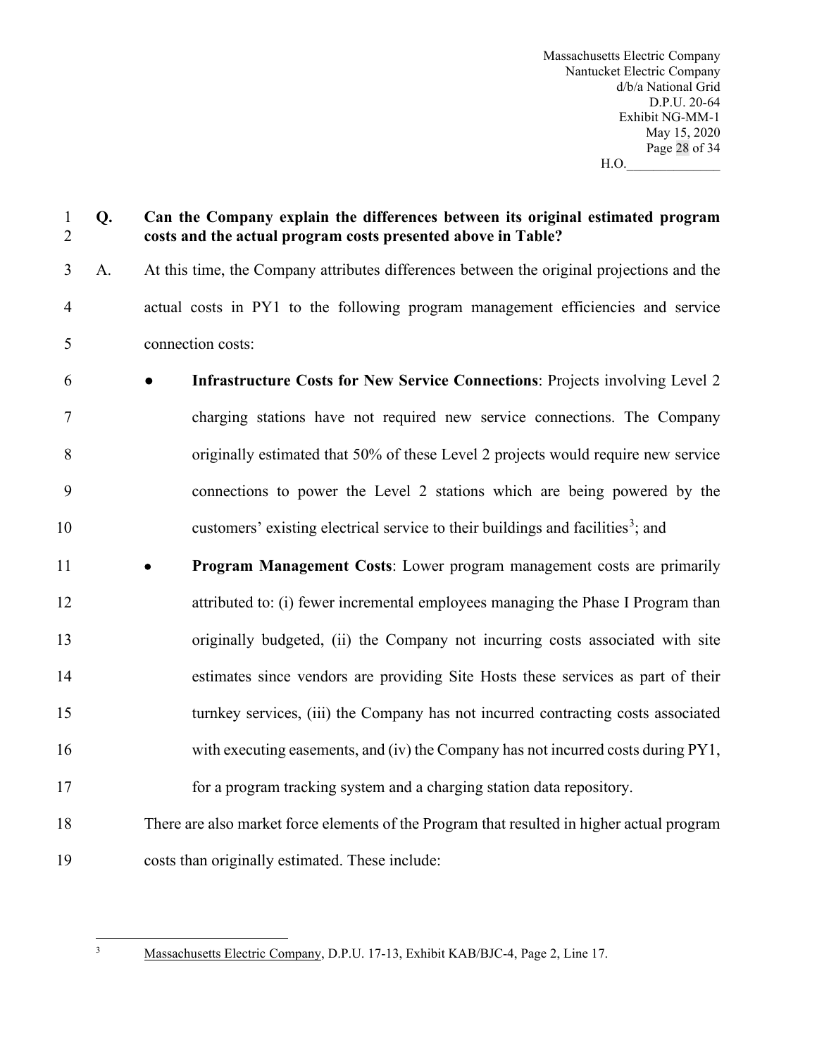**Q. Can the Company explain the differences between its original estimated program costs and the actual program costs presented above in Table?**

A. At this time, the Company attributes differences between the original projections and the actual costs in PY1 to the following program management efficiencies and service connection costs:

- **Infrastructure Costs for New Service Connections**: Projects involving Level 2 charging stations have not required new service connections. The Company originally estimated that 50% of these Level 2 projects would require new service connections to power the Level 2 stations which are being powered by the customers' existing electrical service to their buildings and facilities[3]; and
- **Program Management Costs**: Lower program management costs are primarily attributed to: (i) fewer incremental employees managing the Phase I Program than originally budgeted, (ii) the Company not incurring costs associated with site estimates since vendors are providing Site Hosts these services as part of their turnkey services, (iii) the Company has not incurred contracting costs associated with executing easements, and (iv) the Company has not incurred costs during PY1, for a program tracking system and a charging station data repository.

There are also market force elements of the Program that resulted in higher actual program costs than originally estimated. These include:

[3] Massachusetts Electric Company, D.P.U. 17-13, Exhibit KAB/BJC-4, Page 2, Line 17.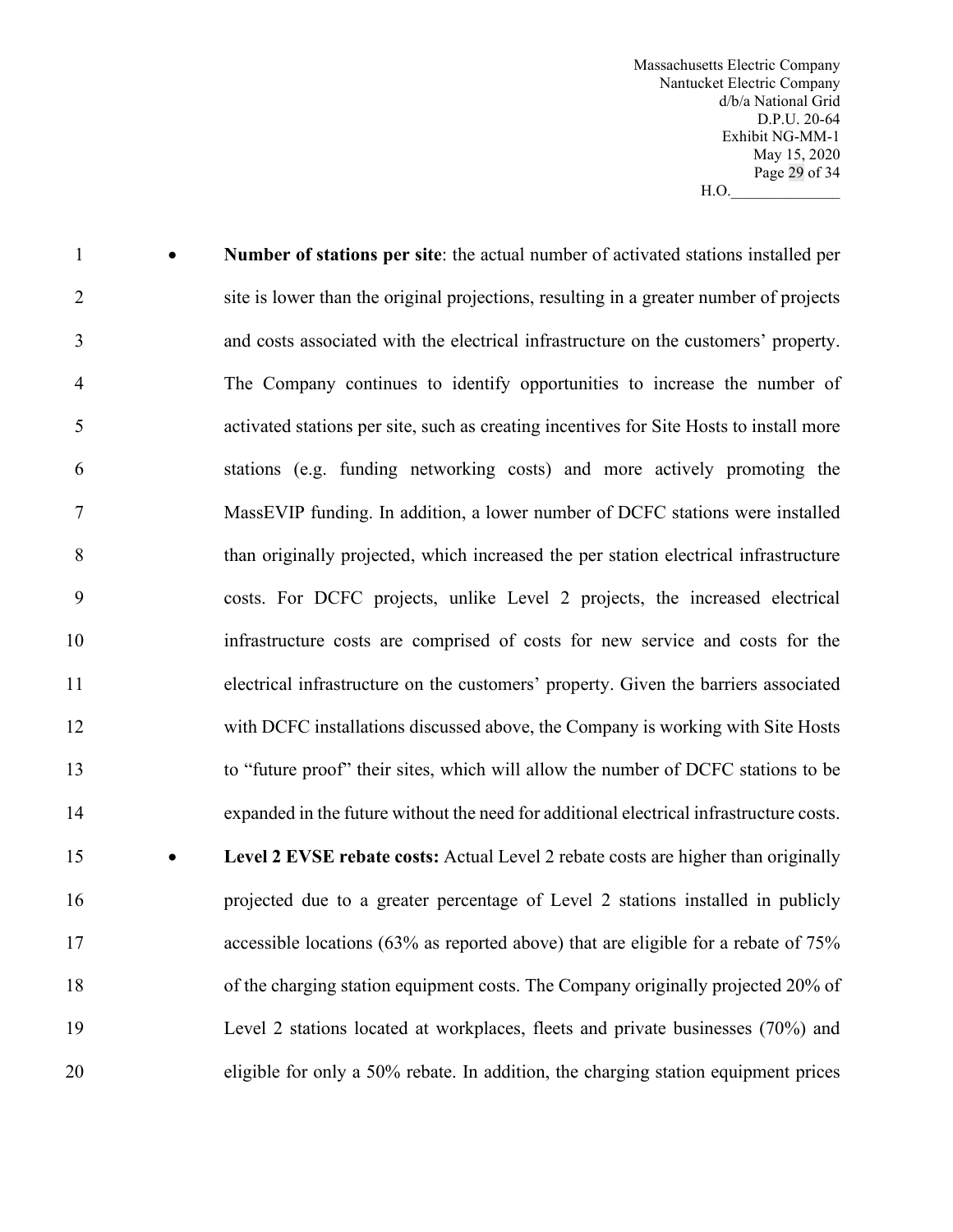- **Number of stations per site**: the actual number of activated stations installed per site is lower than the original projections, resulting in a greater number of projects and costs associated with the electrical infrastructure on the customers' property. The Company continues to identify opportunities to increase the number of activated stations per site, such as creating incentives for Site Hosts to install more stations (e.g. funding networking costs) and more actively promoting the MassEVIP funding. In addition, a lower number of DCFC stations were installed than originally projected, which increased the per station electrical infrastructure costs. For DCFC projects, unlike Level 2 projects, the increased electrical infrastructure costs are comprised of costs for new service and costs for the electrical infrastructure on the customers' property. Given the barriers associated with DCFC installations discussed above, the Company is working with Site Hosts to "future proof" their sites, which will allow the number of DCFC stations to be expanded in the future without the need for additional electrical infrastructure costs.
- **Level 2 EVSE rebate costs:** Actual Level 2 rebate costs are higher than originally projected due to a greater percentage of Level 2 stations installed in publicly accessible locations (63% as reported above) that are eligible for a rebate of 75% of the charging station equipment costs. The Company originally projected 20% of Level 2 stations located at workplaces, fleets and private businesses (70%) and eligible for only a 50% rebate. In addition, the charging station equipment prices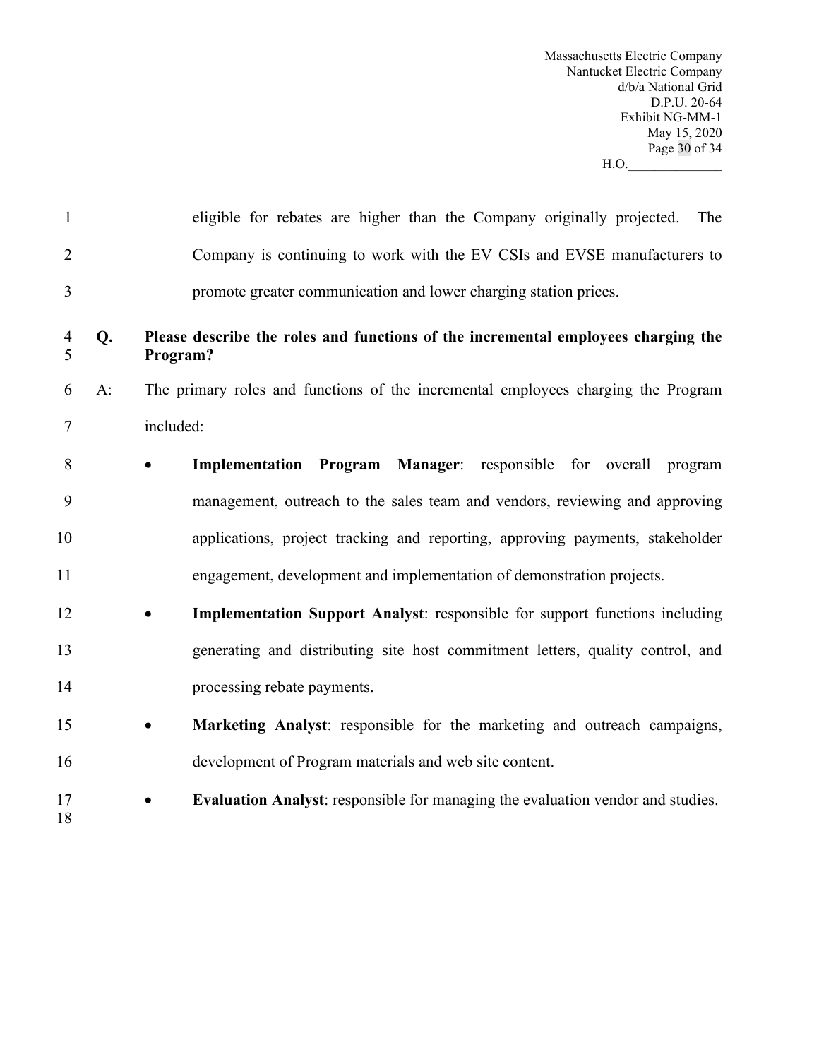eligible for rebates are higher than the Company originally projected. The Company is continuing to work with the EV CSIs and EVSE manufacturers to promote greater communication and lower charging station prices.

**Q. Please describe the roles and functions of the incremental employees charging the Program?**

A: The primary roles and functions of the incremental employees charging the Program included:

- **Implementation Program Manager**: responsible for overall program management, outreach to the sales team and vendors, reviewing and approving applications, project tracking and reporting, approving payments, stakeholder engagement, development and implementation of demonstration projects.
- **Implementation Support Analyst**: responsible for support functions including generating and distributing site host commitment letters, quality control, and processing rebate payments.
- **Marketing Analyst**: responsible for the marketing and outreach campaigns, development of Program materials and web site content.
- **Evaluation Analyst**: responsible for managing the evaluation vendor and studies.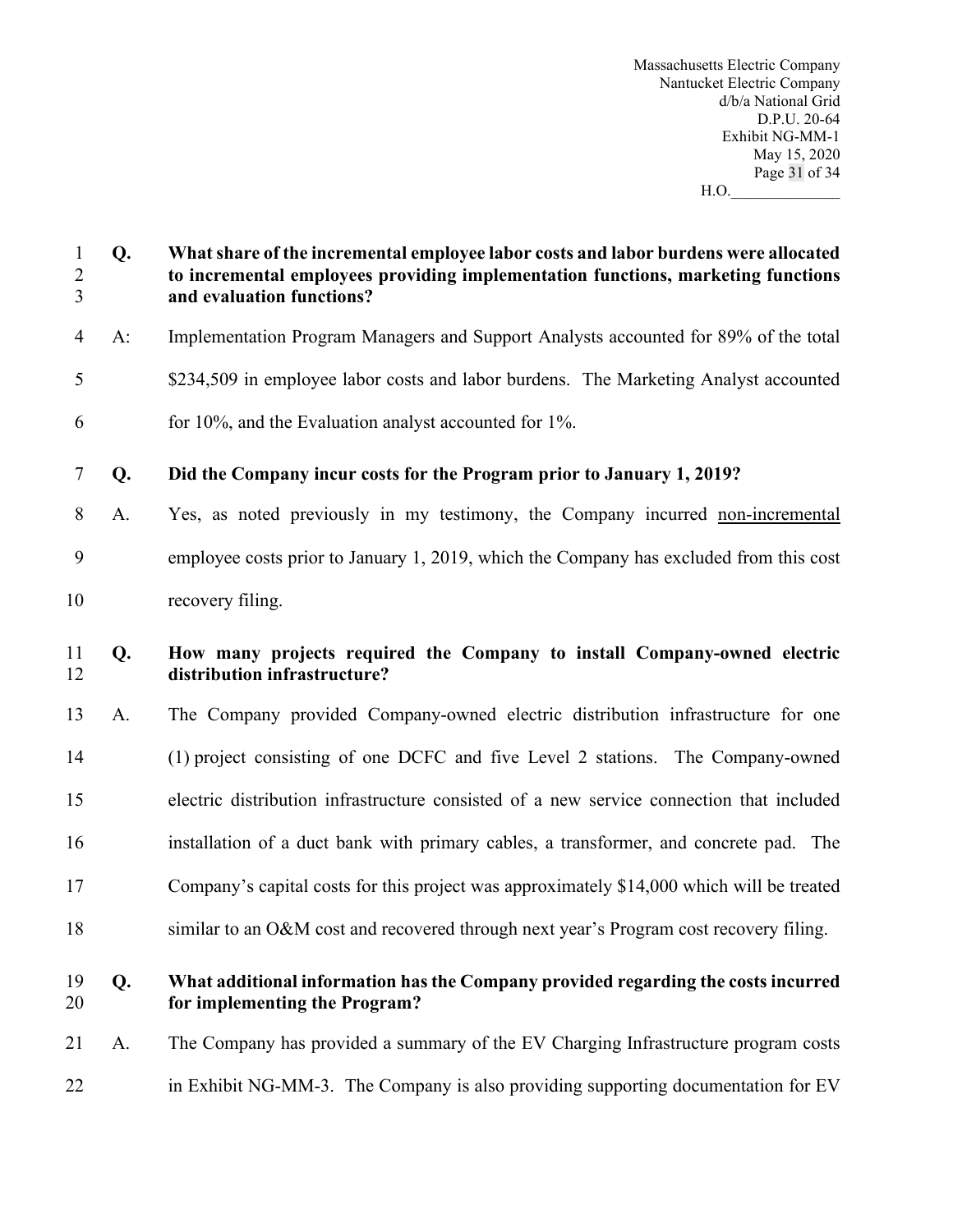**Q. What share of the incremental employee labor costs and labor burdens were allocated to incremental employees providing implementation functions, marketing functions and evaluation functions?**

A: Implementation Program Managers and Support Analysts accounted for 89% of the total $234,509 in employee labor costs and labor burdens. The Marketing Analyst accounted for 10%, and the Evaluation analyst accounted for 1%.

**Q. Did the Company incur costs for the Program prior to January 1, 2019?**

A. Yes, as noted previously in my testimony, the Company incurred non-incremental employee costs prior to January 1, 2019, which the Company has excluded from this cost recovery filing.

**Q. How many projects required the Company to install Company-owned electric distribution infrastructure?**

A. The Company provided Company-owned electric distribution infrastructure for one (1) project consisting of one DCFC and five Level 2 stations. The Company-owned electric distribution infrastructure consisted of a new service connection that included installation of a duct bank with primary cables, a transformer, and concrete pad. The Company's capital costs for this project was approximately $14,000 which will be treated similar to an O&M cost and recovered through next year's Program cost recovery filing.

**Q. What additional information has the Company provided regarding the costs incurred for implementing the Program?**

A. The Company has provided a summary of the EV Charging Infrastructure program costs in Exhibit NG-MM-3. The Company is also providing supporting documentation for EV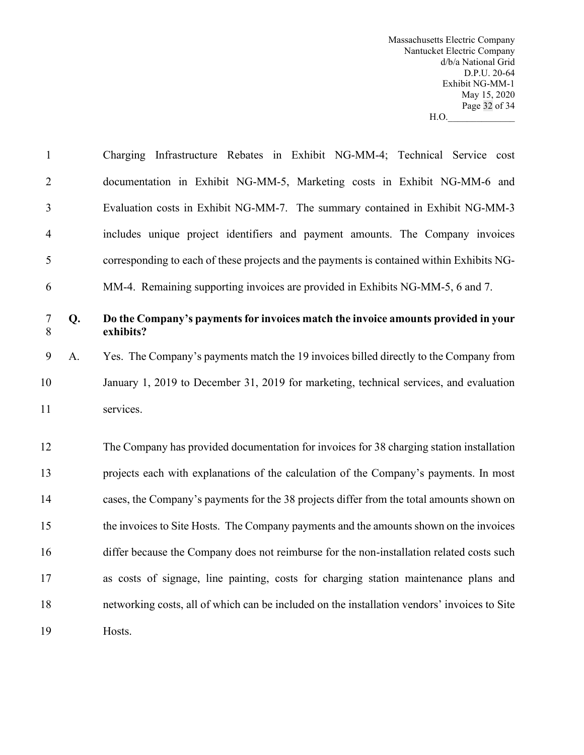Charging Infrastructure Rebates in Exhibit NG-MM-4; Technical Service cost documentation in Exhibit NG-MM-5, Marketing costs in Exhibit NG-MM-6 and Evaluation costs in Exhibit NG-MM-7. The summary contained in Exhibit NG-MM-3 includes unique project identifiers and payment amounts. The Company invoices corresponding to each of these projects and the payments is contained within Exhibits NG-MM-4. Remaining supporting invoices are provided in Exhibits NG-MM-5, 6 and 7.

**Q. Do the Company's payments for invoices match the invoice amounts provided in your exhibits?**

A. Yes. The Company's payments match the 19 invoices billed directly to the Company from January 1, 2019 to December 31, 2019 for marketing, technical services, and evaluation services.

The Company has provided documentation for invoices for 38 charging station installation projects each with explanations of the calculation of the Company's payments. In most cases, the Company's payments for the 38 projects differ from the total amounts shown on the invoices to Site Hosts. The Company payments and the amounts shown on the invoices differ because the Company does not reimburse for the non-installation related costs such as costs of signage, line painting, costs for charging station maintenance plans and networking costs, all of which can be included on the installation vendors' invoices to Site Hosts.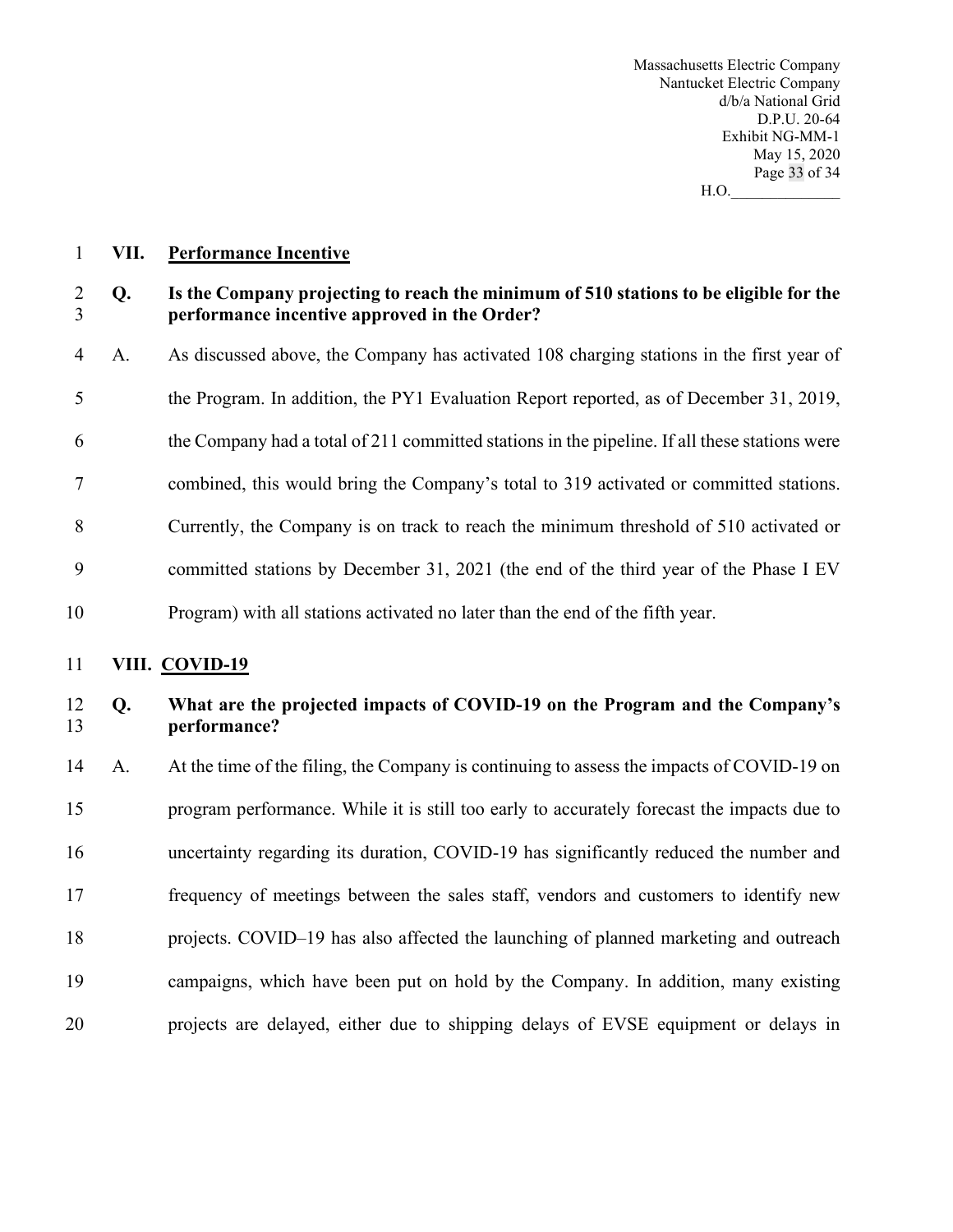## VII. Performance Incentive

**Q. Is the Company projecting to reach the minimum of 510 stations to be eligible for the performance incentive approved in the Order?**

A. As discussed above, the Company has activated 108 charging stations in the first year of the Program. In addition, the PY1 Evaluation Report reported, as of December 31, 2019, the Company had a total of 211 committed stations in the pipeline. If all these stations were combined, this would bring the Company's total to 319 activated or committed stations. Currently, the Company is on track to reach the minimum threshold of 510 activated or committed stations by December 31, 2021 (the end of the third year of the Phase I EV Program) with all stations activated no later than the end of the fifth year.

## VIII. COVID-19

**Q. What are the projected impacts of COVID-19 on the Program and the Company's performance?**

A. At the time of the filing, the Company is continuing to assess the impacts of COVID-19 on program performance. While it is still too early to accurately forecast the impacts due to uncertainty regarding its duration, COVID-19 has significantly reduced the number and frequency of meetings between the sales staff, vendors and customers to identify new projects. COVID–19 has also affected the launching of planned marketing and outreach campaigns, which have been put on hold by the Company. In addition, many existing projects are delayed, either due to shipping delays of EVSE equipment or delays in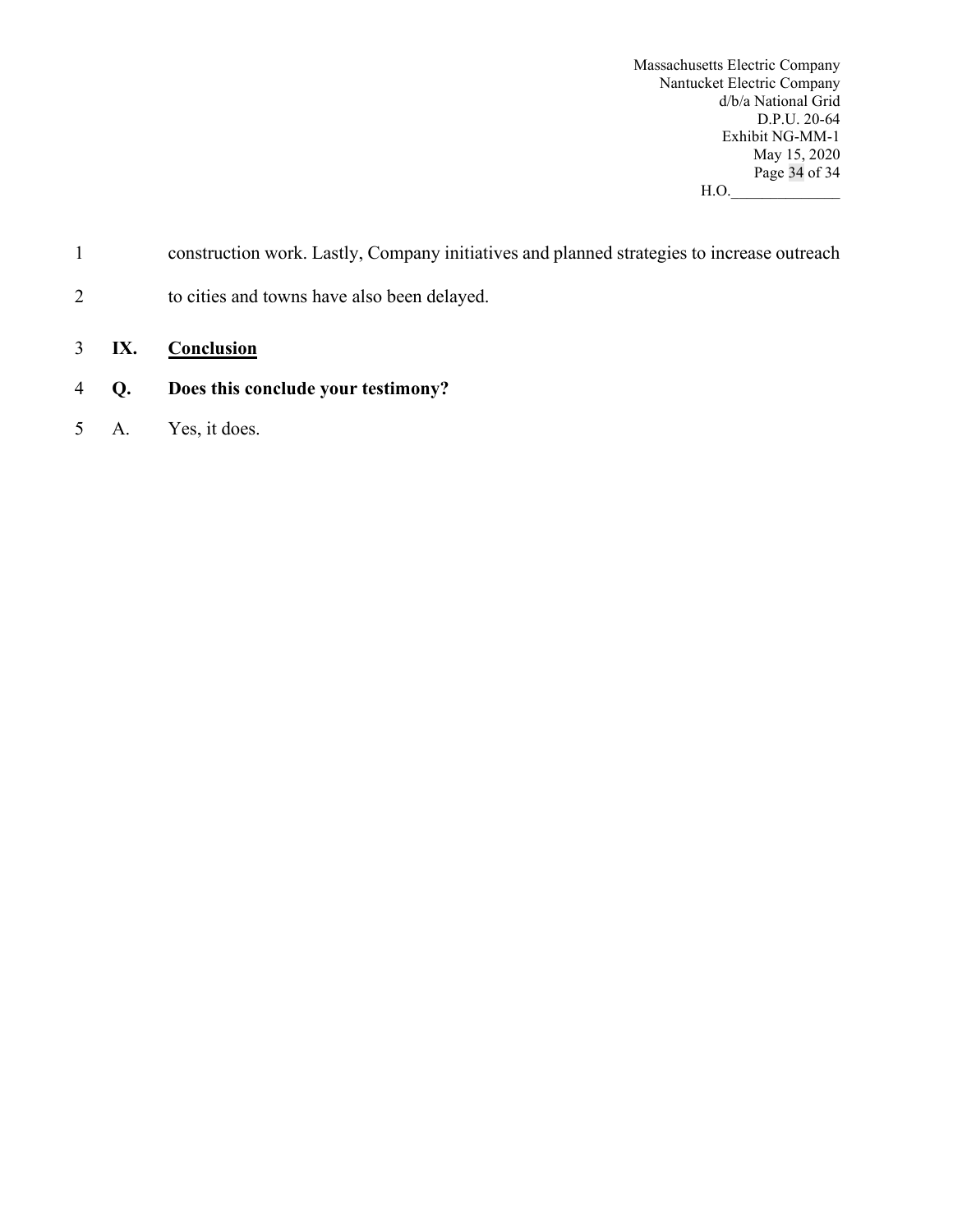construction work. Lastly, Company initiatives and planned strategies to increase outreach to cities and towns have also been delayed.

## IX. Conclusion

**Q. Does this conclude your testimony?**

A. Yes, it does.